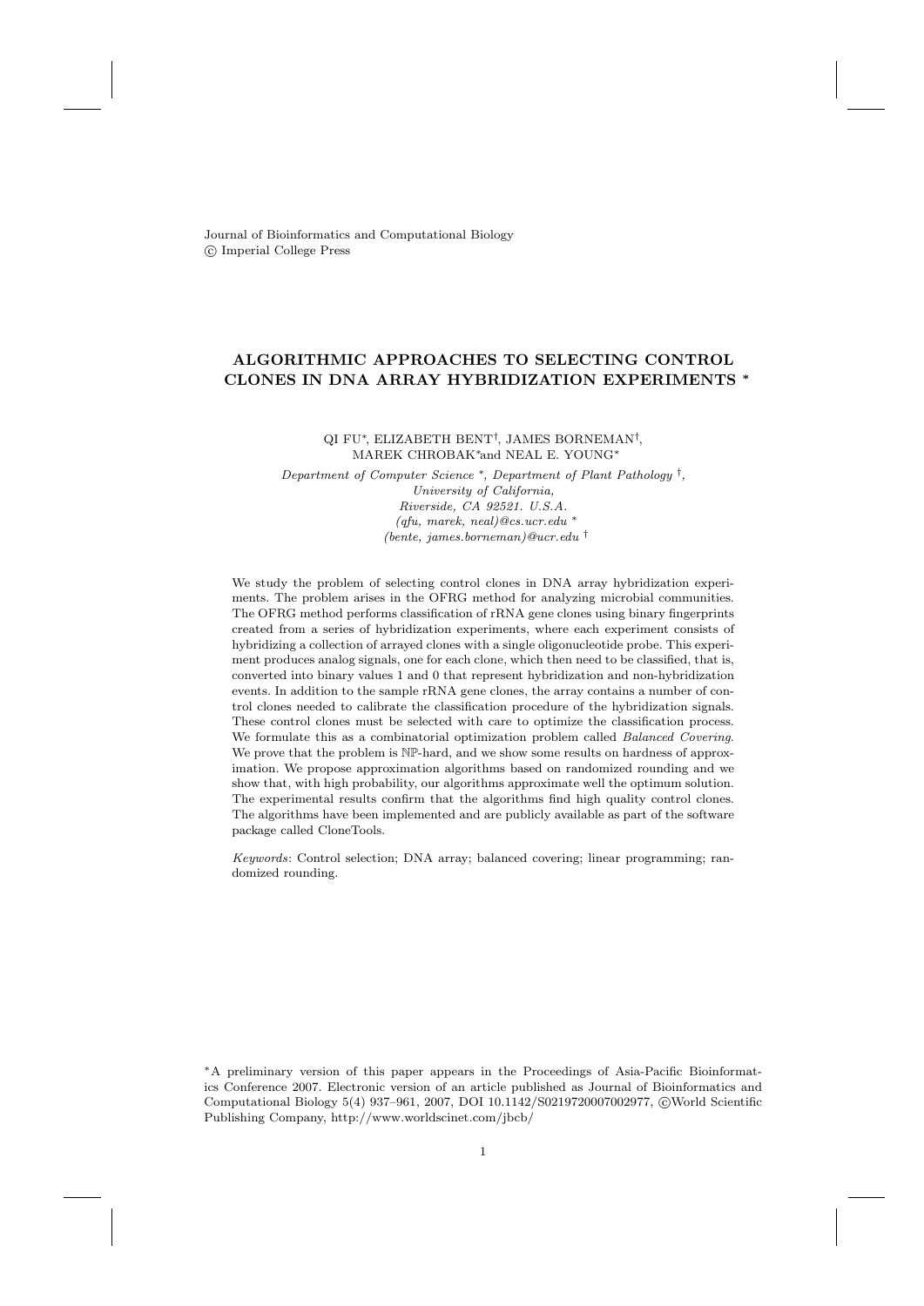Journal of Bioinformatics and Computational Biology
© Imperial College Press

# ALGORITHMIC APPROACHES TO SELECTING CONTROL CLONES IN DNA ARRAY HYBRIDIZATION EXPERIMENTS *

QI FU*, ELIZABETH BENT†, JAMES BORNEMAN†, MAREK CHROBAK* and NEAL E. YOUNG*

*Department of Computer Science *, Department of Plant Pathology †,*
*University of California,*
*Riverside, CA 92521. U.S.A.*
*(qfu, marek, neal)@cs.ucr.edu **
*(bente, james.borneman)@ucr.edu †*

We study the problem of selecting control clones in DNA array hybridization experiments. The problem arises in the OFRG method for analyzing microbial communities. The OFRG method performs classification of rRNA gene clones using binary fingerprints created from a series of hybridization experiments, where each experiment consists of hybridizing a collection of arrayed clones with a single oligonucleotide probe. This experiment produces analog signals, one for each clone, which then need to be classified, that is, converted into binary values 1 and 0 that represent hybridization and non-hybridization events. In addition to the sample rRNA gene clones, the array contains a number of control clones needed to calibrate the classification procedure of the hybridization signals. These control clones must be selected with care to optimize the classification process. We formulate this as a combinatorial optimization problem called *Balanced Covering*. We prove that the problem is $\mathbb{NP}$-hard, and we show some results on hardness of approximation. We propose approximation algorithms based on randomized rounding and we show that, with high probability, our algorithms approximate well the optimum solution. The experimental results confirm that the algorithms find high quality control clones. The algorithms have been implemented and are publicly available as part of the software package called CloneTools.

*Keywords*: Control selection; DNA array; balanced covering; linear programming; randomized rounding.

*A preliminary version of this paper appears in the Proceedings of Asia-Pacific Bioinformatics Conference 2007. Electronic version of an article published as Journal of Bioinformatics and Computational Biology 5(4) 937–961, 2007, DOI 10.1142/S0219720007002977, ©World Scientific Publishing Company, http://www.worldscinet.com/jbcb/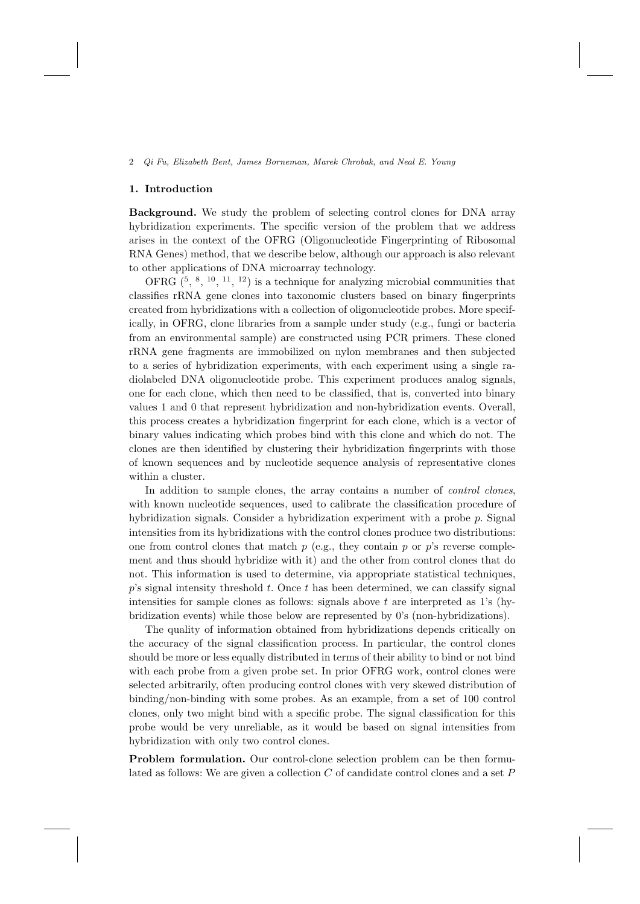## 1. Introduction

**Background.** We study the problem of selecting control clones for DNA array hybridization experiments. The specific version of the problem that we address arises in the context of the OFRG (Oligonucleotide Fingerprinting of Ribosomal RNA Genes) method, that we describe below, although our approach is also relevant to other applications of DNA microarray technology.

OFRG ([5], [8], [10], [11], [12]) is a technique for analyzing microbial communities that classifies rRNA gene clones into taxonomic clusters based on binary fingerprints created from hybridizations with a collection of oligonucleotide probes. More specifically, in OFRG, clone libraries from a sample under study (e.g., fungi or bacteria from an environmental sample) are constructed using PCR primers. These cloned rRNA gene fragments are immobilized on nylon membranes and then subjected to a series of hybridization experiments, with each experiment using a single radiolabeled DNA oligonucleotide probe. This experiment produces analog signals, one for each clone, which then need to be classified, that is, converted into binary values 1 and 0 that represent hybridization and non-hybridization events. Overall, this process creates a hybridization fingerprint for each clone, which is a vector of binary values indicating which probes bind with this clone and which do not. The clones are then identified by clustering their hybridization fingerprints with those of known sequences and by nucleotide sequence analysis of representative clones within a cluster.

In addition to sample clones, the array contains a number of *control clones*, with known nucleotide sequences, used to calibrate the classification procedure of hybridization signals. Consider a hybridization experiment with a probe $p$. Signal intensities from its hybridizations with the control clones produce two distributions: one from control clones that match $p$ (e.g., they contain $p$ or $p$'s reverse complement and thus should hybridize with it) and the other from control clones that do not. This information is used to determine, via appropriate statistical techniques, $p$'s signal intensity threshold $t$. Once $t$ has been determined, we can classify signal intensities for sample clones as follows: signals above $t$ are interpreted as 1's (hybridization events) while those below are represented by 0's (non-hybridizations).

The quality of information obtained from hybridizations depends critically on the accuracy of the signal classification process. In particular, the control clones should be more or less equally distributed in terms of their ability to bind or not bind with each probe from a given probe set. In prior OFRG work, control clones were selected arbitrarily, often producing control clones with very skewed distribution of binding/non-binding with some probes. As an example, from a set of 100 control clones, only two might bind with a specific probe. The signal classification for this probe would be very unreliable, as it would be based on signal intensities from hybridization with only two control clones.

**Problem formulation.** Our control-clone selection problem can be then formulated as follows: We are given a collection $C$ of candidate control clones and a set $P$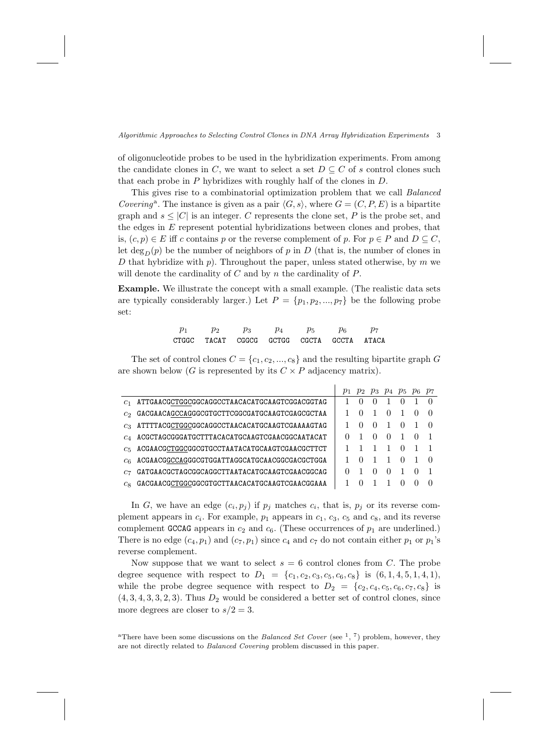of oligonucleotide probes to be used in the hybridization experiments. From among the candidate clones in $C$, we want to select a set $D \subseteq C$ of $s$ control clones such that each probe in $P$ hybridizes with roughly half of the clones in $D$.

This gives rise to a combinatorial optimization problem that we call *Balanced Covering*[a]. The instance is given as a pair $\langle G, s\rangle$, where $G = (C, P, E)$ is a bipartite graph and $s \leq |C|$ is an integer. $C$ represents the clone set, $P$ is the probe set, and the edges in $E$ represent potential hybridizations between clones and probes, that is, $(c, p) \in E$ iff $c$ contains $p$ or the reverse complement of $p$. For $p \in P$ and $D \subseteq C$, let $\deg_D(p)$ be the number of neighbors of $p$ in $D$ (that is, the number of clones in $D$ that hybridize with $p$). Throughout the paper, unless stated otherwise, by $m$ we will denote the cardinality of $C$ and by $n$ the cardinality of $P$.

**Example.** We illustrate the concept with a small example. (The realistic data sets are typically considerably larger.) Let $P = \{p_1, p_2, ..., p_7\}$ be the following probe set:

| $p_1$ | $p_2$ | $p_3$ | $p_4$ | $p_5$ | $p_6$ | $p_7$ |
|---|---|---|---|---|---|---|
| CTGGC | TACAT | CGGCG | GCTGG | CGCTA | GCCTA | ATACA |

The set of control clones $C = \{c_1, c_2, ..., c_8\}$ and the resulting bipartite graph $G$ are shown below ($G$ is represented by its $C \times P$ adjacency matrix).

| | | $p_1$ | $p_2$ | $p_3$ | $p_4$ | $p_5$ | $p_6$ | $p_7$ |
|---|---|---|---|---|---|---|---|---|
| $c_1$ | ATTGAACGCTGGCGGCAGGCCTAACACATGCAAGTCGGACGGTAG | 1 | 0 | 0 | 1 | 0 | 1 | 0 |
| $c_2$ | GACGAACAGCCAGGGCGTGCTTCGGCGATGCAAGTCGAGCGCTAA | 1 | 0 | 1 | 0 | 1 | 0 | 0 |
| $c_3$ | ATTTTACGCTGGCGGCAGGCCTAACACATGCAAGTCGAAAAGTAG | 1 | 0 | 0 | 1 | 0 | 1 | 0 |
| $c_4$ | ACGCTAGCGGGATGCTTTACACATGCAAGTCGAACGGCAATACAT | 0 | 1 | 0 | 0 | 1 | 0 | 1 |
| $c_5$ | ACGAACGCTGGCGGCGTGCCTAATACATGCAAGTCGAACGCTTCT | 1 | 1 | 1 | 1 | 0 | 1 | 1 |
| $c_6$ | ACGAACGGCCAGGGCGTGGATTAGGCATGCAACGGCGACGCTGGA | 1 | 0 | 1 | 1 | 0 | 1 | 0 |
| $c_7$ | GATGAACGCTAGCGGCAGGCTTAATACATGCAAGTCGAACGGCAG | 0 | 1 | 0 | 0 | 1 | 0 | 1 |
| $c_8$ | GACGAACGCTGGCGGCGTGCTTAACACATGCAAGTCGAACGGAAA | 1 | 0 | 1 | 1 | 0 | 0 | 0 |

In $G$, we have an edge $(c_i, p_j)$ if $p_j$ matches $c_i$, that is, $p_j$ or its reverse complement appears in $c_i$. For example, $p_1$ appears in $c_1$, $c_3$, $c_5$ and $c_8$, and its reverse complement GCCAG appears in $c_2$ and $c_6$. (These occurrences of $p_1$ are underlined.) There is no edge $(c_4, p_1)$ and $(c_7, p_1)$ since $c_4$ and $c_7$ do not contain either $p_1$ or $p_1$'s reverse complement.

Now suppose that we want to select $s = 6$ control clones from $C$. The probe degree sequence with respect to $D_1 = \{c_1, c_2, c_3, c_5, c_6, c_8\}$ is $(6, 1, 4, 5, 1, 4, 1)$, while the probe degree sequence with respect to $D_2 = \{c_2, c_4, c_5, c_6, c_7, c_8\}$ is $(4, 3, 4, 3, 3, 2, 3)$. Thus $D_2$ would be considered a better set of control clones, since more degrees are closer to $s/2 = 3$.

[a]There have been some discussions on the *Balanced Set Cover* (see [1, 7]) problem, however, they are not directly related to *Balanced Covering* problem discussed in this paper.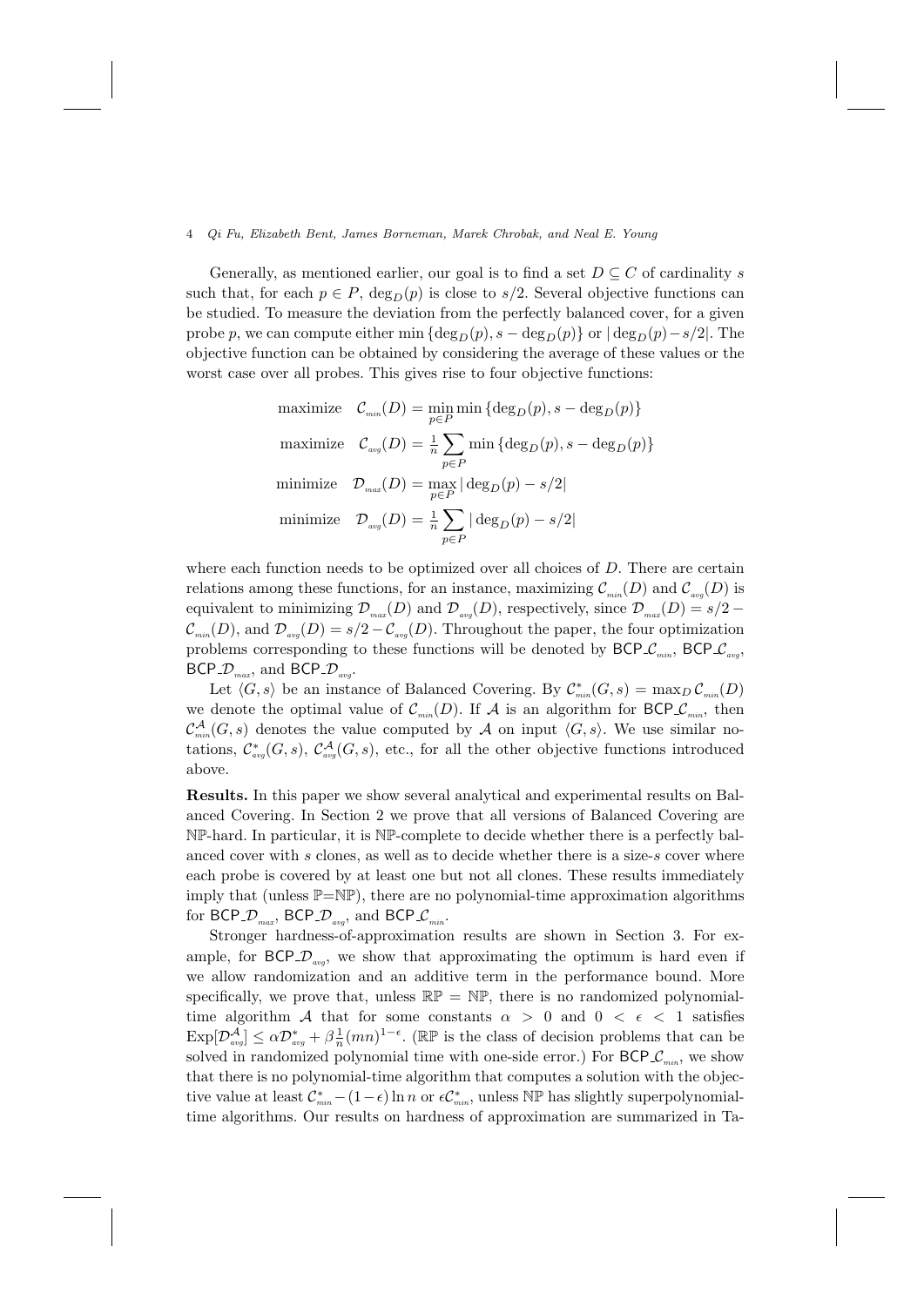Generally, as mentioned earlier, our goal is to find a set $D \subseteq C$ of cardinality $s$ such that, for each $p \in P$, $\deg_D(p)$ is close to $s/2$. Several objective functions can be studied. To measure the deviation from the perfectly balanced cover, for a given probe $p$, we can compute either $\min\{\deg_D(p), s - \deg_D(p)\}$ or $|\deg_D(p) - s/2|$. The objective function can be obtained by considering the average of these values or the worst case over all probes. This gives rise to four objective functions:

$$
\begin{aligned}
\text{maximize} \quad & \mathcal{C}_{min}(D) = \min_{p \in P} \min\{\deg_D(p), s - \deg_D(p)\} \\
\text{maximize} \quad & \mathcal{C}_{avg}(D) = \tfrac{1}{n} \sum_{p \in P} \min\{\deg_D(p), s - \deg_D(p)\} \\
\text{minimize} \quad & \mathcal{D}_{max}(D) = \max_{p \in P} |\deg_D(p) - s/2| \\
\text{minimize} \quad & \mathcal{D}_{avg}(D) = \tfrac{1}{n} \sum_{p \in P} |\deg_D(p) - s/2|
\end{aligned}
$$

where each function needs to be optimized over all choices of $D$. There are certain relations among these functions, for an instance, maximizing $\mathcal{C}_{min}(D)$ and $\mathcal{C}_{avg}(D)$ is equivalent to minimizing $\mathcal{D}_{max}(D)$ and $\mathcal{D}_{avg}(D)$, respectively, since $\mathcal{D}_{max}(D) = s/2 - \mathcal{C}_{min}(D)$, and $\mathcal{D}_{avg}(D) = s/2 - \mathcal{C}_{avg}(D)$. Throughout the paper, the four optimization problems corresponding to these functions will be denoted by $\mathsf{BCP\_}\mathcal{C}_{min}$, $\mathsf{BCP\_}\mathcal{C}_{avg}$, $\mathsf{BCP\_}\mathcal{D}_{max}$, and $\mathsf{BCP\_}\mathcal{D}_{avg}$.

Let $\langle G, s\rangle$ be an instance of Balanced Covering. By $\mathcal{C}^*_{min}(G, s) = \max_D \mathcal{C}_{min}(D)$ we denote the optimal value of $\mathcal{C}_{min}(D)$. If $\mathcal{A}$ is an algorithm for $\mathsf{BCP\_}\mathcal{C}_{min}$, then $\mathcal{C}^{\mathcal{A}}_{min}(G, s)$ denotes the value computed by $\mathcal{A}$ on input $\langle G, s\rangle$. We use similar notations, $\mathcal{C}^*_{avg}(G, s)$, $\mathcal{C}^{\mathcal{A}}_{avg}(G, s)$, etc., for all the other objective functions introduced above.

**Results.** In this paper we show several analytical and experimental results on Balanced Covering. In Section 2 we prove that all versions of Balanced Covering are $\mathbb{NP}$-hard. In particular, it is $\mathbb{NP}$-complete to decide whether there is a perfectly balanced cover with $s$ clones, as well as to decide whether there is a size-$s$ cover where each probe is covered by at least one but not all clones. These results immediately imply that (unless $\mathbb{P}=\mathbb{NP}$), there are no polynomial-time approximation algorithms for $\mathsf{BCP\_}\mathcal{D}_{max}$, $\mathsf{BCP\_}\mathcal{D}_{avg}$, and $\mathsf{BCP\_}\mathcal{C}_{min}$.

Stronger hardness-of-approximation results are shown in Section 3. For example, for $\mathsf{BCP\_}\mathcal{D}_{avg}$, we show that approximating the optimum is hard even if we allow randomization and an additive term in the performance bound. More specifically, we prove that, unless $\mathbb{RP} = \mathbb{NP}$, there is no randomized polynomial-time algorithm $\mathcal{A}$ that for some constants $\alpha > 0$ and $0 < \epsilon < 1$ satisfies $\mathrm{Exp}[\mathcal{D}^{\mathcal{A}}_{avg}] \leq \alpha\mathcal{D}^*_{avg} + \beta\frac{1}{n}(mn)^{1-\epsilon}$. ($\mathbb{RP}$ is the class of decision problems that can be solved in randomized polynomial time with one-side error.) For $\mathsf{BCP\_}\mathcal{C}_{min}$, we show that there is no polynomial-time algorithm that computes a solution with the objective value at least $\mathcal{C}^*_{min} - (1-\epsilon)\ln n$ or $\epsilon\mathcal{C}^*_{min}$, unless $\mathbb{NP}$ has slightly superpolynomial-time algorithms. Our results on hardness of approximation are summarized in Ta-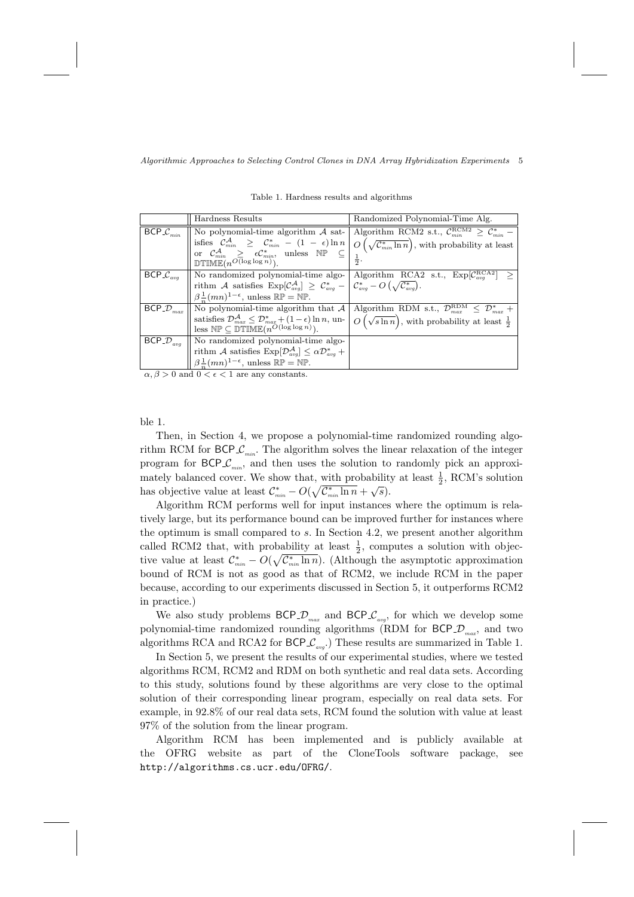Table 1. Hardness results and algorithms

| | Hardness Results | Randomized Polynomial-Time Alg. |
|---|---|---|
| $\mathsf{BCP\_}\mathcal{C}_{min}$ | No polynomial-time algorithm $\mathcal{A}$ satisfies $\mathcal{C}^{\mathcal{A}}_{min} \geq \mathcal{C}^*_{min} - (1-\epsilon)\ln n$ or $\mathcal{C}^{\mathcal{A}}_{min} \geq \epsilon\mathcal{C}^*_{min}$, unless $\mathbb{NP} \subseteq \mathbb{DTIME}(n^{O(\log\log n)})$. | Algorithm RCM2 s.t., $\mathcal{C}^{\mathrm{RCM2}}_{min} \geq \mathcal{C}^*_{min} - O\left(\sqrt{\mathcal{C}^*_{min}\ln n}\right)$, with probability at least $\frac{1}{2}$. |
| $\mathsf{BCP\_}\mathcal{C}_{avg}$ | No randomized polynomial-time algorithm $\mathcal{A}$ satisfies $\mathrm{Exp}[\mathcal{C}^{\mathcal{A}}_{avg}] \geq \mathcal{C}^*_{avg} - \beta\frac{1}{n}(mn)^{1-\epsilon}$, unless $\mathbb{RP} = \mathbb{NP}$. | Algorithm RCA2 s.t., $\mathrm{Exp}[\mathcal{C}^{\mathrm{RCA2}}_{avg}] \geq \mathcal{C}^*_{avg} - O\left(\sqrt{\mathcal{C}^*_{avg}}\right)$. |
| $\mathsf{BCP\_}\mathcal{D}_{max}$ | No polynomial-time algorithm that $\mathcal{A}$ satisfies $\mathcal{D}^{\mathcal{A}}_{max} \leq \mathcal{D}^*_{max} + (1-\epsilon)\ln n$, unless $\mathbb{NP} \subseteq \mathbb{DTIME}(n^{O(\log\log n)})$. | Algorithm RDM s.t., $\mathcal{D}^{\mathrm{RDM}}_{max} \leq \mathcal{D}^*_{max} + O\left(\sqrt{s\ln n}\right)$, with probability at least $\frac{1}{2}$ |
| $\mathsf{BCP\_}\mathcal{D}_{avg}$ | No randomized polynomial-time algorithm $\mathcal{A}$ satisfies $\mathrm{Exp}[\mathcal{D}^{\mathcal{A}}_{avg}] \leq \alpha\mathcal{D}^*_{avg} + \beta\frac{1}{n}(mn)^{1-\epsilon}$, unless $\mathbb{RP} = \mathbb{NP}$. | |

$\alpha, \beta > 0$ and $0 < \epsilon < 1$ are any constants.

ble 1.

Then, in Section 4, we propose a polynomial-time randomized rounding algorithm RCM for $\mathsf{BCP\_}\mathcal{C}_{min}$. The algorithm solves the linear relaxation of the integer program for $\mathsf{BCP\_}\mathcal{C}_{min}$, and then uses the solution to randomly pick an approximately balanced cover. We show that, with probability at least $\frac{1}{2}$, RCM's solution has objective value at least $\mathcal{C}^*_{min} - O(\sqrt{\mathcal{C}^*_{min}\ln n} + \sqrt{s})$.

Algorithm RCM performs well for input instances where the optimum is relatively large, but its performance bound can be improved further for instances where the optimum is small compared to $s$. In Section 4.2, we present another algorithm called RCM2 that, with probability at least $\frac{1}{2}$, computes a solution with objective value at least $\mathcal{C}^*_{min} - O(\sqrt{\mathcal{C}^*_{min}\ln n})$. (Although the asymptotic approximation bound of RCM is not as good as that of RCM2, we include RCM in the paper because, according to our experiments discussed in Section 5, it outperforms RCM2 in practice.)

We also study problems $\mathsf{BCP\_}\mathcal{D}_{max}$ and $\mathsf{BCP\_}\mathcal{C}_{avg}$, for which we develop some polynomial-time randomized rounding algorithms (RDM for $\mathsf{BCP\_}\mathcal{D}_{max}$, and two algorithms RCA and RCA2 for $\mathsf{BCP\_}\mathcal{C}_{avg}$.) These results are summarized in Table 1.

In Section 5, we present the results of our experimental studies, where we tested algorithms RCM, RCM2 and RDM on both synthetic and real data sets. According to this study, solutions found by these algorithms are very close to the optimal solution of their corresponding linear program, especially on real data sets. For example, in 92.8% of our real data sets, RCM found the solution with value at least 97% of the solution from the linear program.

Algorithm RCM has been implemented and is publicly available at the OFRG website as part of the CloneTools software package, see http://algorithms.cs.ucr.edu/OFRG/.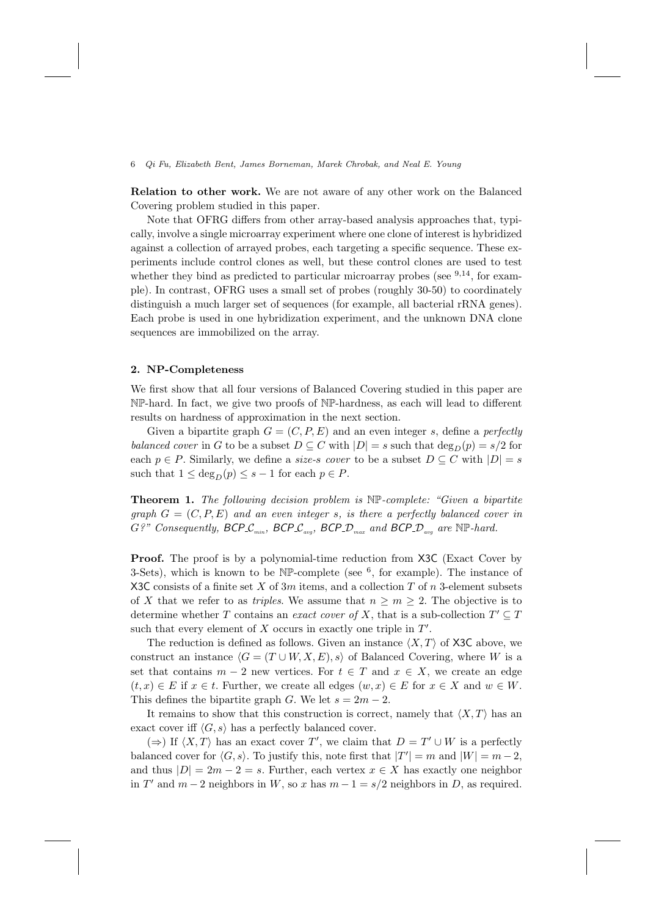**Relation to other work.** We are not aware of any other work on the Balanced Covering problem studied in this paper.

Note that OFRG differs from other array-based analysis approaches that, typically, involve a single microarray experiment where one clone of interest is hybridized against a collection of arrayed probes, each targeting a specific sequence. These experiments include control clones as well, but these control clones are used to test whether they bind as predicted to particular microarray probes (see [9,14], for example). In contrast, OFRG uses a small set of probes (roughly 30-50) to coordinately distinguish a much larger set of sequences (for example, all bacterial rRNA genes). Each probe is used in one hybridization experiment, and the unknown DNA clone sequences are immobilized on the array.

## 2. NP-Completeness

We first show that all four versions of Balanced Covering studied in this paper are $\mathbb{NP}$-hard. In fact, we give two proofs of $\mathbb{NP}$-hardness, as each will lead to different results on hardness of approximation in the next section.

Given a bipartite graph $G = (C, P, E)$ and an even integer $s$, define a *perfectly balanced cover* in $G$ to be a subset $D \subseteq C$ with $|D| = s$ such that $\deg_D(p) = s/2$ for each $p \in P$. Similarly, we define a *size-s cover* to be a subset $D \subseteq C$ with $|D| = s$ such that $1 \leq \deg_D(p) \leq s - 1$ for each $p \in P$.

**Theorem 1.** *The following decision problem is $\mathbb{NP}$-complete: "Given a bipartite graph $G = (C, P, E)$ and an even integer $s$, is there a perfectly balanced cover in $G$?" Consequently, BCP_$\mathcal{C}_{min}$, BCP_$\mathcal{C}_{avg}$, BCP_$\mathcal{D}_{max}$ and BCP_$\mathcal{D}_{avg}$ are $\mathbb{NP}$-hard.*

**Proof.** The proof is by a polynomial-time reduction from X3C (Exact Cover by 3-Sets), which is known to be $\mathbb{NP}$-complete (see [6], for example). The instance of X3C consists of a finite set $X$ of $3m$ items, and a collection $T$ of $n$ 3-element subsets of $X$ that we refer to as *triples*. We assume that $n \geq m \geq 2$. The objective is to determine whether $T$ contains an *exact cover of* $X$, that is a sub-collection $T' \subseteq T$ such that every element of $X$ occurs in exactly one triple in $T'$.

The reduction is defined as follows. Given an instance $\langle X, T \rangle$ of X3C above, we construct an instance $\langle G = (T \cup W, X, E), s \rangle$ of Balanced Covering, where $W$ is a set that contains $m - 2$ new vertices. For $t \in T$ and $x \in X$, we create an edge $(t, x) \in E$ if $x \in t$. Further, we create all edges $(w, x) \in E$ for $x \in X$ and $w \in W$. This defines the bipartite graph $G$. We let $s = 2m - 2$.

It remains to show that this construction is correct, namely that $\langle X, T \rangle$ has an exact cover iff $\langle G, s \rangle$ has a perfectly balanced cover.

($\Rightarrow$) If $\langle X, T \rangle$ has an exact cover $T'$, we claim that $D = T' \cup W$ is a perfectly balanced cover for $\langle G, s \rangle$. To justify this, note first that $|T'| = m$ and $|W| = m - 2$, and thus $|D| = 2m - 2 = s$. Further, each vertex $x \in X$ has exactly one neighbor in $T'$ and $m - 2$ neighbors in $W$, so $x$ has $m - 1 = s/2$ neighbors in $D$, as required.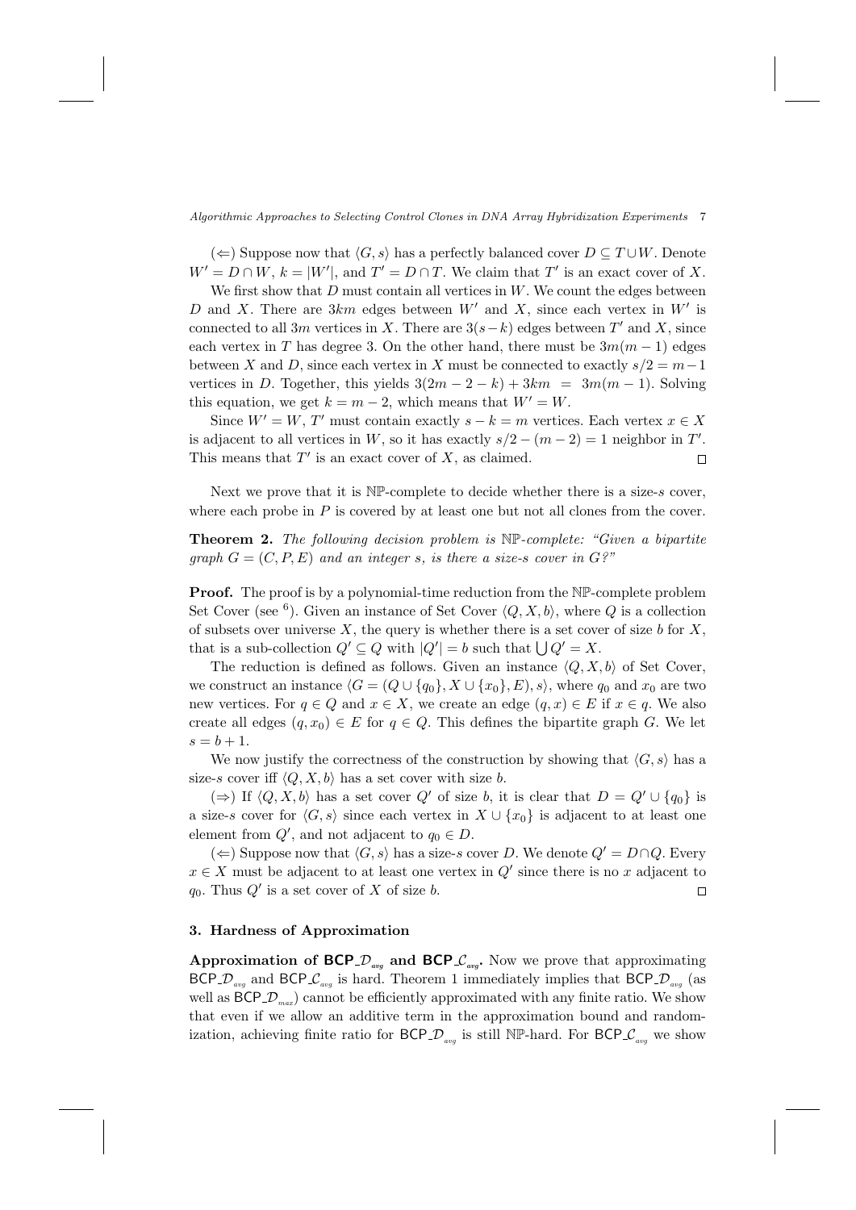($\Leftarrow$) Suppose now that $\langle G, s\rangle$ has a perfectly balanced cover $D \subseteq T \cup W$. Denote $W' = D \cap W$, $k = |W'|$, and $T' = D \cap T$. We claim that $T'$ is an exact cover of $X$.

We first show that $D$ must contain all vertices in $W$. We count the edges between $D$ and $X$. There are $3km$ edges between $W'$ and $X$, since each vertex in $W'$ is connected to all $3m$ vertices in $X$. There are $3(s-k)$ edges between $T'$ and $X$, since each vertex in $T$ has degree 3. On the other hand, there must be $3m(m-1)$ edges between $X$ and $D$, since each vertex in $X$ must be connected to exactly $s/2 = m-1$ vertices in $D$. Together, this yields $3(2m-2-k) + 3km = 3m(m-1)$. Solving this equation, we get $k = m-2$, which means that $W' = W$.

Since $W' = W$, $T'$ must contain exactly $s - k = m$ vertices. Each vertex $x \in X$ is adjacent to all vertices in $W$, so it has exactly $s/2 - (m-2) = 1$ neighbor in $T'$. This means that $T'$ is an exact cover of $X$, as claimed. $\square$

Next we prove that it is $\mathbb{NP}$-complete to decide whether there is a size-$s$ cover, where each probe in $P$ is covered by at least one but not all clones from the cover.

**Theorem 2.** *The following decision problem is $\mathbb{NP}$-complete: "Given a bipartite graph $G = (C, P, E)$ and an integer $s$, is there a size-$s$ cover in $G$?"*

**Proof.** The proof is by a polynomial-time reduction from the $\mathbb{NP}$-complete problem Set Cover (see [6]). Given an instance of Set Cover $\langle Q, X, b\rangle$, where $Q$ is a collection of subsets over universe $X$, the query is whether there is a set cover of size $b$ for $X$, that is a sub-collection $Q' \subseteq Q$ with $|Q'| = b$ such that $\bigcup Q' = X$.

The reduction is defined as follows. Given an instance $\langle Q, X, b\rangle$ of Set Cover, we construct an instance $\langle G = (Q \cup \{q_0\}, X \cup \{x_0\}, E), s\rangle$, where $q_0$ and $x_0$ are two new vertices. For $q \in Q$ and $x \in X$, we create an edge $(q, x) \in E$ if $x \in q$. We also create all edges $(q, x_0) \in E$ for $q \in Q$. This defines the bipartite graph $G$. We let $s = b + 1$.

We now justify the correctness of the construction by showing that $\langle G, s\rangle$ has a size-$s$ cover iff $\langle Q, X, b\rangle$ has a set cover with size $b$.

($\Rightarrow$) If $\langle Q, X, b\rangle$ has a set cover $Q'$ of size $b$, it is clear that $D = Q' \cup \{q_0\}$ is a size-$s$ cover for $\langle G, s\rangle$ since each vertex in $X \cup \{x_0\}$ is adjacent to at least one element from $Q'$, and not adjacent to $q_0 \in D$.

($\Leftarrow$) Suppose now that $\langle G, s\rangle$ has a size-$s$ cover $D$. We denote $Q' = D \cap Q$. Every $x \in X$ must be adjacent to at least one vertex in $Q'$ since there is no $x$ adjacent to $q_0$. Thus $Q'$ is a set cover of $X$ of size $b$. $\square$

## 3. Hardness of Approximation

**Approximation of $\mathsf{BCP\_}\mathcal{D}_{avg}$ and $\mathsf{BCP\_}\mathcal{C}_{avg}$.** Now we prove that approximating $\mathsf{BCP\_}\mathcal{D}_{avg}$ and $\mathsf{BCP\_}\mathcal{C}_{avg}$ is hard. Theorem 1 immediately implies that $\mathsf{BCP\_}\mathcal{D}_{avg}$ (as well as $\mathsf{BCP\_}\mathcal{D}_{max}$) cannot be efficiently approximated with any finite ratio. We show that even if we allow an additive term in the approximation bound and randomization, achieving finite ratio for $\mathsf{BCP\_}\mathcal{D}_{avg}$ is still $\mathbb{NP}$-hard. For $\mathsf{BCP\_}\mathcal{C}_{avg}$ we show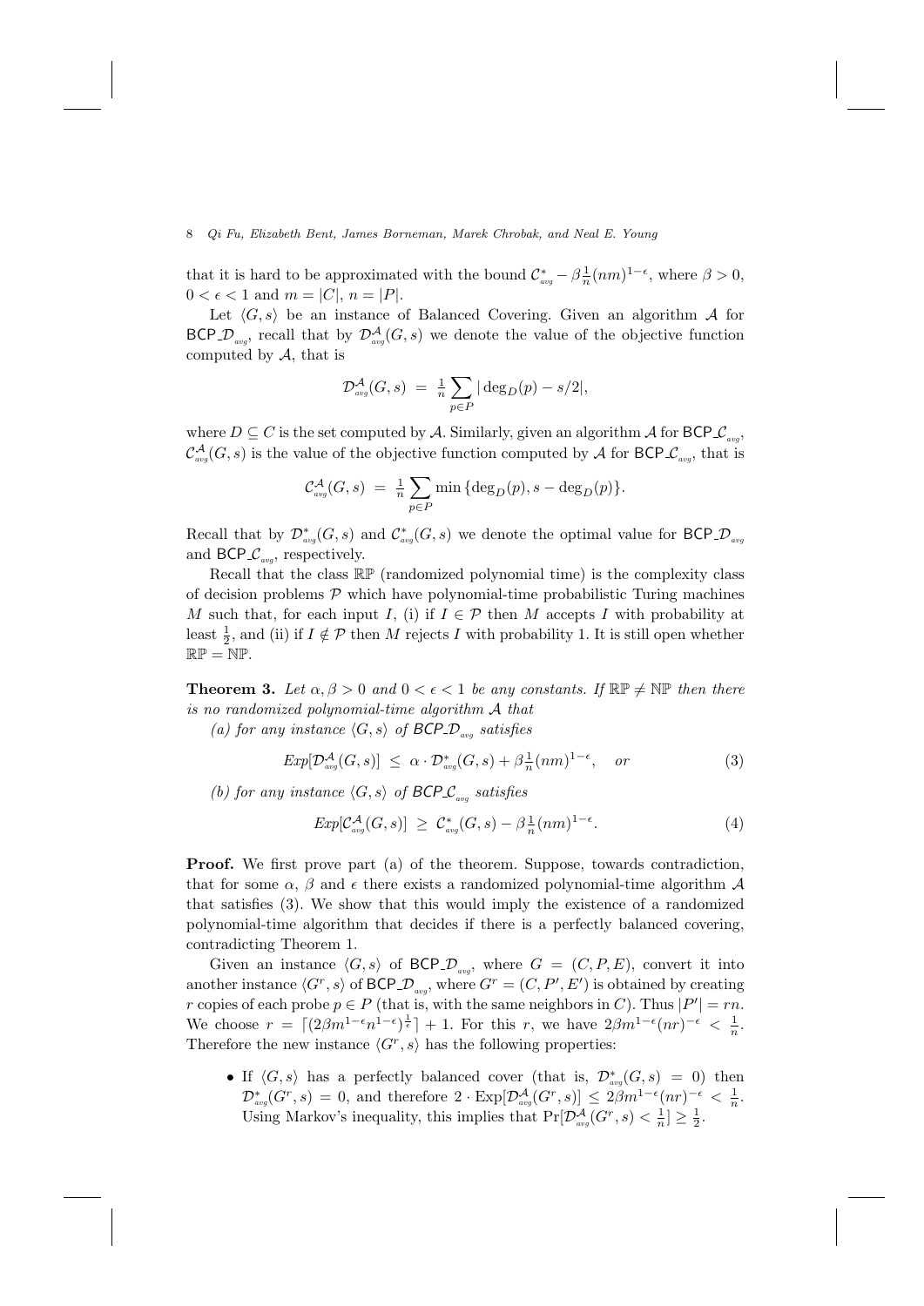that it is hard to be approximated with the bound $\mathcal{C}^*_{avg} - \beta\frac{1}{n}(nm)^{1-\epsilon}$, where $\beta > 0$, $0 < \epsilon < 1$ and $m = |C|$, $n = |P|$.

Let $\langle G, s\rangle$ be an instance of Balanced Covering. Given an algorithm $\mathcal{A}$ for $\mathsf{BCP\_}\mathcal{D}_{avg}$, recall that by $\mathcal{D}^{\mathcal{A}}_{avg}(G,s)$ we denote the value of the objective function computed by $\mathcal{A}$, that is

$$\mathcal{D}^{\mathcal{A}}_{avg}(G,s) \;=\; \tfrac{1}{n}\sum_{p\in P} |\deg_D(p) - s/2|,$$

where $D \subseteq C$ is the set computed by $\mathcal{A}$. Similarly, given an algorithm $\mathcal{A}$ for $\mathsf{BCP\_}\mathcal{C}_{avg}$, $\mathcal{C}^{\mathcal{A}}_{avg}(G,s)$ is the value of the objective function computed by $\mathcal{A}$ for $\mathsf{BCP\_}\mathcal{C}_{avg}$, that is

$$\mathcal{C}^{\mathcal{A}}_{avg}(G,s) \;=\; \tfrac{1}{n}\sum_{p\in P} \min\{\deg_D(p), s - \deg_D(p)\}.$$

Recall that by $\mathcal{D}^*_{avg}(G,s)$ and $\mathcal{C}^*_{avg}(G,s)$ we denote the optimal value for $\mathsf{BCP\_}\mathcal{D}_{avg}$ and $\mathsf{BCP\_}\mathcal{C}_{avg}$, respectively.

Recall that the class $\mathbb{RP}$ (randomized polynomial time) is the complexity class of decision problems $\mathcal{P}$ which have polynomial-time probabilistic Turing machines $M$ such that, for each input $I$, (i) if $I \in \mathcal{P}$ then $M$ accepts $I$ with probability at least $\frac{1}{2}$, and (ii) if $I \notin \mathcal{P}$ then $M$ rejects $I$ with probability 1. It is still open whether $\mathbb{RP} = \mathbb{NP}$.

**Theorem 3.** *Let $\alpha, \beta > 0$ and $0 < \epsilon < 1$ be any constants. If $\mathbb{RP} \neq \mathbb{NP}$ then there is no randomized polynomial-time algorithm $\mathcal{A}$ that*

*(a) for any instance $\langle G, s\rangle$ of $\mathsf{BCP\_}\mathcal{D}_{avg}$ satisfies*

$$Exp[\mathcal{D}^{\mathcal{A}}_{avg}(G,s)] \;\leq\; \alpha\cdot\mathcal{D}^*_{avg}(G,s) + \beta\tfrac{1}{n}(nm)^{1-\epsilon}, \quad or \tag{3}$$

*(b) for any instance $\langle G, s\rangle$ of $\mathsf{BCP\_}\mathcal{C}_{avg}$ satisfies*

$$Exp[\mathcal{C}^{\mathcal{A}}_{avg}(G,s)] \;\geq\; \mathcal{C}^*_{avg}(G,s) - \beta\tfrac{1}{n}(nm)^{1-\epsilon}. \tag{4}$$

**Proof.** We first prove part (a) of the theorem. Suppose, towards contradiction, that for some $\alpha$, $\beta$ and $\epsilon$ there exists a randomized polynomial-time algorithm $\mathcal{A}$ that satisfies (3). We show that this would imply the existence of a randomized polynomial-time algorithm that decides if there is a perfectly balanced covering, contradicting Theorem 1.

Given an instance $\langle G, s\rangle$ of $\mathsf{BCP\_}\mathcal{D}_{avg}$, where $G = (C, P, E)$, convert it into another instance $\langle G^r, s\rangle$ of $\mathsf{BCP\_}\mathcal{D}_{avg}$, where $G^r = (C, P', E')$ is obtained by creating $r$ copies of each probe $p \in P$ (that is, with the same neighbors in $C$). Thus $|P'| = rn$. We choose $r = \lceil (2\beta m^{1-\epsilon} n^{1-\epsilon})^{\frac{1}{\epsilon}}\rceil + 1$. For this $r$, we have $2\beta m^{1-\epsilon}(nr)^{-\epsilon} < \frac{1}{n}$. Therefore the new instance $\langle G^r, s\rangle$ has the following properties:

- If $\langle G, s\rangle$ has a perfectly balanced cover (that is, $\mathcal{D}^*_{avg}(G,s) = 0$) then $\mathcal{D}^*_{avg}(G^r,s) = 0$, and therefore $2\cdot \mathrm{Exp}[\mathcal{D}^{\mathcal{A}}_{avg}(G^r,s)] \leq 2\beta m^{1-\epsilon}(nr)^{-\epsilon} < \frac{1}{n}$. Using Markov's inequality, this implies that $\Pr[\mathcal{D}^{\mathcal{A}}_{avg}(G^r,s) < \frac{1}{n}] \geq \frac{1}{2}$.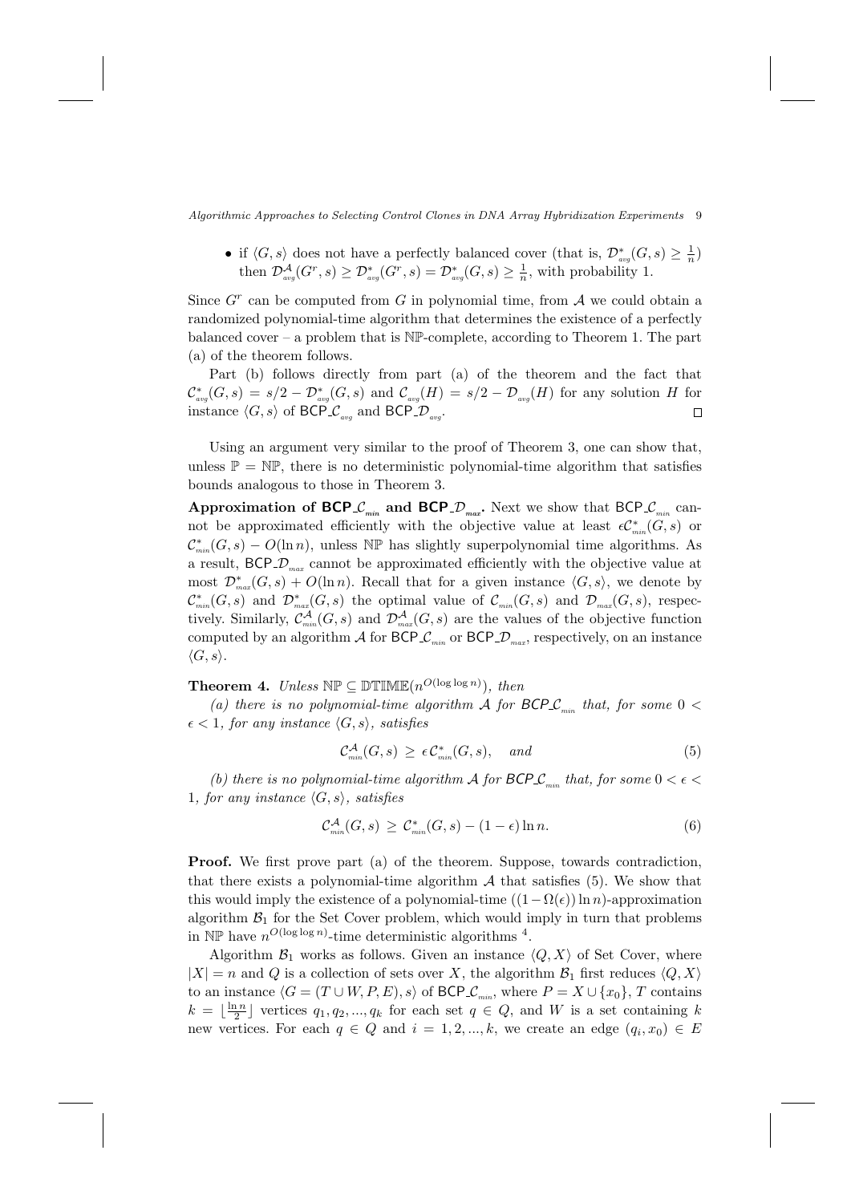- if $\langle G, s\rangle$ does not have a perfectly balanced cover (that is, $\mathcal{D}^*_{avg}(G,s) \geq \frac{1}{n}$) then $\mathcal{D}^{\mathcal{A}}_{avg}(G^r, s) \geq \mathcal{D}^*_{avg}(G^r, s) = \mathcal{D}^*_{avg}(G,s) \geq \frac{1}{n}$, with probability 1.

Since $G^r$ can be computed from $G$ in polynomial time, from $\mathcal{A}$ we could obtain a randomized polynomial-time algorithm that determines the existence of a perfectly balanced cover – a problem that is $\mathbb{NP}$-complete, according to Theorem 1. The part (a) of the theorem follows.

Part (b) follows directly from part (a) of the theorem and the fact that $\mathcal{C}^*_{avg}(G,s) = s/2 - \mathcal{D}^*_{avg}(G,s)$ and $\mathcal{C}_{avg}(H) = s/2 - \mathcal{D}_{avg}(H)$ for any solution $H$ for instance $\langle G, s\rangle$ of BCP_$\mathcal{C}_{avg}$ and BCP_$\mathcal{D}_{avg}$. □

Using an argument very similar to the proof of Theorem 3, one can show that, unless $\mathbb{P} = \mathbb{NP}$, there is no deterministic polynomial-time algorithm that satisfies bounds analogous to those in Theorem 3.

**Approximation of BCP_$\mathcal{C}_{min}$ and BCP_$\mathcal{D}_{max}$.** Next we show that BCP_$\mathcal{C}_{min}$ cannot be approximated efficiently with the objective value at least $\epsilon\mathcal{C}^*_{min}(G,s)$ or $\mathcal{C}^*_{min}(G,s) - O(\ln n)$, unless $\mathbb{NP}$ has slightly superpolynomial time algorithms. As a result, BCP_$\mathcal{D}_{max}$ cannot be approximated efficiently with the objective value at most $\mathcal{D}^*_{max}(G,s) + O(\ln n)$. Recall that for a given instance $\langle G, s\rangle$, we denote by $\mathcal{C}^*_{min}(G,s)$ and $\mathcal{D}^*_{max}(G,s)$ the optimal value of $\mathcal{C}_{min}(G,s)$ and $\mathcal{D}_{max}(G,s)$, respectively. Similarly, $\mathcal{C}^{\mathcal{A}}_{min}(G,s)$ and $\mathcal{D}^{\mathcal{A}}_{max}(G,s)$ are the values of the objective function computed by an algorithm $\mathcal{A}$ for BCP_$\mathcal{C}_{min}$ or BCP_$\mathcal{D}_{max}$, respectively, on an instance $\langle G, s\rangle$.

**Theorem 4.** *Unless $\mathbb{NP} \subseteq \mathbb{DTIME}(n^{O(\log\log n)})$, then*

*(a) there is no polynomial-time algorithm $\mathcal{A}$ for BCP_$\mathcal{C}_{min}$ that, for some $0 < \epsilon < 1$, for any instance $\langle G, s\rangle$, satisfies*

$$\mathcal{C}^{\mathcal{A}}_{min}(G,s) \geq \epsilon\mathcal{C}^*_{min}(G,s), \quad \text{and} \tag{5}$$

*(b) there is no polynomial-time algorithm $\mathcal{A}$ for BCP_$\mathcal{C}_{min}$ that, for some $0 < \epsilon < 1$, for any instance $\langle G, s\rangle$, satisfies*

$$\mathcal{C}^{\mathcal{A}}_{min}(G,s) \geq \mathcal{C}^*_{min}(G,s) - (1-\epsilon)\ln n. \tag{6}$$

**Proof.** We first prove part (a) of the theorem. Suppose, towards contradiction, that there exists a polynomial-time algorithm $\mathcal{A}$ that satisfies (5). We show that this would imply the existence of a polynomial-time $((1-\Omega(\epsilon))\ln n)$-approximation algorithm $\mathcal{B}_1$ for the Set Cover problem, which would imply in turn that problems in $\mathbb{NP}$ have $n^{O(\log\log n)}$-time deterministic algorithms [4].

Algorithm $\mathcal{B}_1$ works as follows. Given an instance $\langle Q, X\rangle$ of Set Cover, where $|X| = n$ and $Q$ is a collection of sets over $X$, the algorithm $\mathcal{B}_1$ first reduces $\langle Q, X\rangle$ to an instance $\langle G = (T \cup W, P, E), s\rangle$ of BCP_$\mathcal{C}_{min}$, where $P = X \cup \{x_0\}$, $T$ contains $k = \lfloor \frac{\ln n}{2} \rfloor$ vertices $q_1, q_2, ..., q_k$ for each set $q \in Q$, and $W$ is a set containing $k$ new vertices. For each $q \in Q$ and $i = 1, 2, ..., k$, we create an edge $(q_i, x_0) \in E$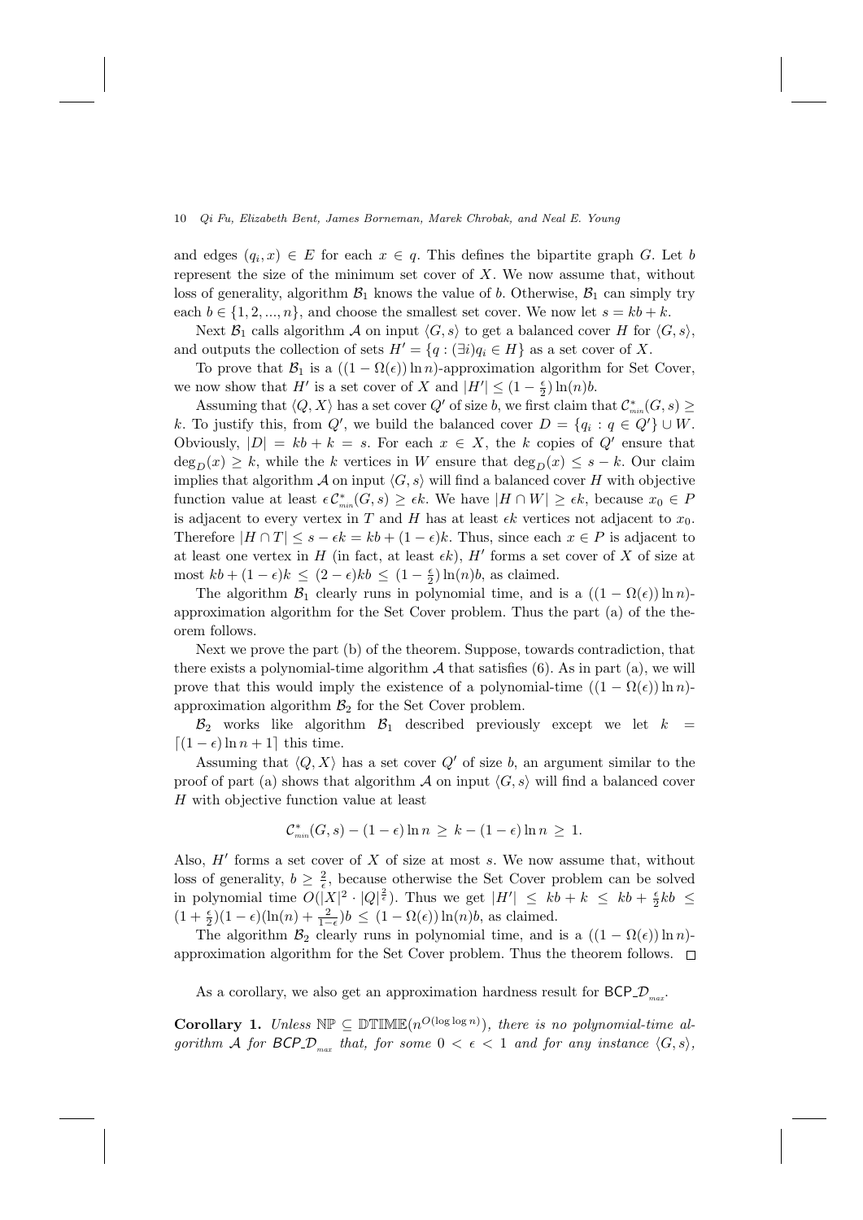and edges $(q_i, x) \in E$ for each $x \in q$. This defines the bipartite graph $G$. Let $b$ represent the size of the minimum set cover of $X$. We now assume that, without loss of generality, algorithm $\mathcal{B}_1$ knows the value of $b$. Otherwise, $\mathcal{B}_1$ can simply try each $b \in \{1, 2, ..., n\}$, and choose the smallest set cover. We now let $s = kb + k$.

Next $\mathcal{B}_1$ calls algorithm $\mathcal{A}$ on input $\langle G, s\rangle$ to get a balanced cover $H$ for $\langle G, s\rangle$, and outputs the collection of sets $H' = \{q : (\exists i) q_i \in H\}$ as a set cover of $X$.

To prove that $\mathcal{B}_1$ is a $((1 - \Omega(\epsilon)) \ln n)$-approximation algorithm for Set Cover, we now show that $H'$ is a set cover of $X$ and $|H'| \leq (1 - \frac{\epsilon}{2}) \ln(n) b$.

Assuming that $\langle Q, X\rangle$ has a set cover $Q'$ of size $b$, we first claim that $\mathcal{C}^*_{min}(G, s) \geq k$. To justify this, from $Q'$, we build the balanced cover $D = \{q_i : q \in Q'\} \cup W$. Obviously, $|D| = kb + k = s$. For each $x \in X$, the $k$ copies of $Q'$ ensure that $\deg_D(x) \geq k$, while the $k$ vertices in $W$ ensure that $\deg_D(x) \leq s - k$. Our claim implies that algorithm $\mathcal{A}$ on input $\langle G, s\rangle$ will find a balanced cover $H$ with objective function value at least $\epsilon \mathcal{C}^*_{min}(G, s) \geq \epsilon k$. We have $|H \cap W| \geq \epsilon k$, because $x_0 \in P$ is adjacent to every vertex in $T$ and $H$ has at least $\epsilon k$ vertices not adjacent to $x_0$. Therefore $|H \cap T| \leq s - \epsilon k = kb + (1 - \epsilon)k$. Thus, since each $x \in P$ is adjacent to at least one vertex in $H$ (in fact, at least $\epsilon k$), $H'$ forms a set cover of $X$ of size at most $kb + (1 - \epsilon)k \leq (2 - \epsilon)kb \leq (1 - \frac{\epsilon}{2}) \ln(n) b$, as claimed.

The algorithm $\mathcal{B}_1$ clearly runs in polynomial time, and is a $((1 - \Omega(\epsilon)) \ln n)$-approximation algorithm for the Set Cover problem. Thus the part (a) of the theorem follows.

Next we prove the part (b) of the theorem. Suppose, towards contradiction, that there exists a polynomial-time algorithm $\mathcal{A}$ that satisfies (6). As in part (a), we will prove that this would imply the existence of a polynomial-time $((1 - \Omega(\epsilon)) \ln n)$-approximation algorithm $\mathcal{B}_2$ for the Set Cover problem.

$\mathcal{B}_2$ works like algorithm $\mathcal{B}_1$ described previously except we let $k = \lceil (1 - \epsilon) \ln n + 1 \rceil$ this time.

Assuming that $\langle Q, X\rangle$ has a set cover $Q'$ of size $b$, an argument similar to the proof of part (a) shows that algorithm $\mathcal{A}$ on input $\langle G, s\rangle$ will find a balanced cover $H$ with objective function value at least

$$\mathcal{C}^*_{min}(G, s) - (1 - \epsilon) \ln n \geq k - (1 - \epsilon) \ln n \geq 1.$$

Also, $H'$ forms a set cover of $X$ of size at most $s$. We now assume that, without loss of generality, $b \geq \frac{2}{\epsilon}$, because otherwise the Set Cover problem can be solved in polynomial time $O(|X|^2 \cdot |Q|^{\frac{2}{\epsilon}})$. Thus we get $|H'| \leq kb + k \leq kb + \frac{\epsilon}{2} kb \leq (1 + \frac{\epsilon}{2})(1 - \epsilon)(\ln(n) + \frac{2}{1-\epsilon}) b \leq (1 - \Omega(\epsilon)) \ln(n) b$, as claimed.

The algorithm $\mathcal{B}_2$ clearly runs in polynomial time, and is a $((1 - \Omega(\epsilon)) \ln n)$-approximation algorithm for the Set Cover problem. Thus the theorem follows. $\square$

As a corollary, we also get an approximation hardness result for $\mathsf{BCP\_}\mathcal{D}_{max}$.

**Corollary 1.** *Unless* $\mathbb{NP} \subseteq \mathbb{DTIME}(n^{O(\log \log n)})$*, there is no polynomial-time algorithm* $\mathcal{A}$ *for* $\mathsf{BCP\_}\mathcal{D}_{max}$ *that, for some* $0 < \epsilon < 1$ *and for any instance* $\langle G, s\rangle$*,*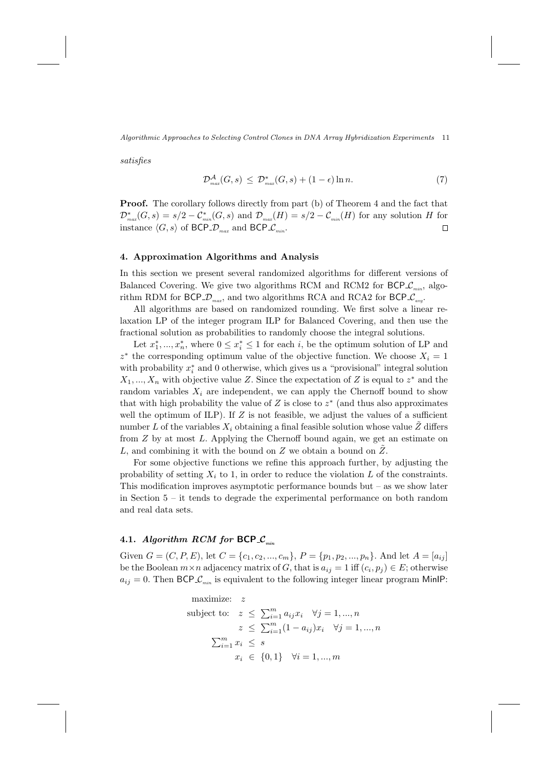*satisfies*

$$\mathcal{D}^{\mathcal{A}}_{max}(G,s) \;\leq\; \mathcal{D}^{*}_{max}(G,s) + (1-\epsilon)\ln n. \tag{7}$$

**Proof.** The corollary follows directly from part (b) of Theorem 4 and the fact that $\mathcal{D}^{*}_{max}(G,s) = s/2 - \mathcal{C}^{*}_{min}(G,s)$ and $\mathcal{D}_{max}(H) = s/2 - \mathcal{C}_{min}(H)$ for any solution $H$ for instance $\langle G, s\rangle$ of $\mathsf{BCP\_}\mathcal{D}_{max}$ and $\mathsf{BCP\_}\mathcal{C}_{min}$. $\square$

## 4. Approximation Algorithms and Analysis

In this section we present several randomized algorithms for different versions of Balanced Covering. We give two algorithms RCM and RCM2 for $\mathsf{BCP\_}\mathcal{C}_{min}$, algorithm RDM for $\mathsf{BCP\_}\mathcal{D}_{max}$, and two algorithms RCA and RCA2 for $\mathsf{BCP\_}\mathcal{C}_{avg}$.

All algorithms are based on randomized rounding. We first solve a linear relaxation LP of the integer program ILP for Balanced Covering, and then use the fractional solution as probabilities to randomly choose the integral solutions.

Let $x^*_1, ..., x^*_n$, where $0 \leq x^*_i \leq 1$ for each $i$, be the optimum solution of LP and $z^*$ the corresponding optimum value of the objective function. We choose $X_i = 1$ with probability $x^*_i$ and 0 otherwise, which gives us a "provisional" integral solution $X_1, ..., X_n$ with objective value $Z$. Since the expectation of $Z$ is equal to $z^*$ and the random variables $X_i$ are independent, we can apply the Chernoff bound to show that with high probability the value of $Z$ is close to $z^*$ (and thus also approximates well the optimum of ILP). If $Z$ is not feasible, we adjust the values of a sufficient number $L$ of the variables $X_i$ obtaining a final feasible solution whose value $\tilde{Z}$ differs from $Z$ by at most $L$. Applying the Chernoff bound again, we get an estimate on $L$, and combining it with the bound on $Z$ we obtain a bound on $\tilde{Z}$.

For some objective functions we refine this approach further, by adjusting the probability of setting $X_i$ to 1, in order to reduce the violation $L$ of the constraints. This modification improves asymptotic performance bounds but – as we show later in Section 5 – it tends to degrade the experimental performance on both random and real data sets.

### 4.1. *Algorithm RCM for* $\mathsf{BCP\_}\mathcal{C}_{min}$

Given $G = (C, P, E)$, let $C = \{c_1, c_2, ..., c_m\}$, $P = \{p_1, p_2, ..., p_n\}$. And let $A = [a_{ij}]$ be the Boolean $m \times n$ adjacency matrix of $G$, that is $a_{ij} = 1$ iff $(c_i, p_j) \in E$; otherwise $a_{ij} = 0$. Then $\mathsf{BCP\_}\mathcal{C}_{min}$ is equivalent to the following integer linear program $\mathsf{MinIP}$:

$$\begin{aligned}
\text{maximize:} \quad & z \\
\text{subject to:} \quad & z \;\leq\; \textstyle\sum_{i=1}^{m} a_{ij} x_i \quad \forall j = 1, ..., n \\
& z \;\leq\; \textstyle\sum_{i=1}^{m} (1 - a_{ij}) x_i \quad \forall j = 1, ..., n \\
\textstyle\sum_{i=1}^{m} x_i \;\leq\; & s \\
& x_i \;\in\; \{0, 1\} \quad \forall i = 1, ..., m
\end{aligned}$$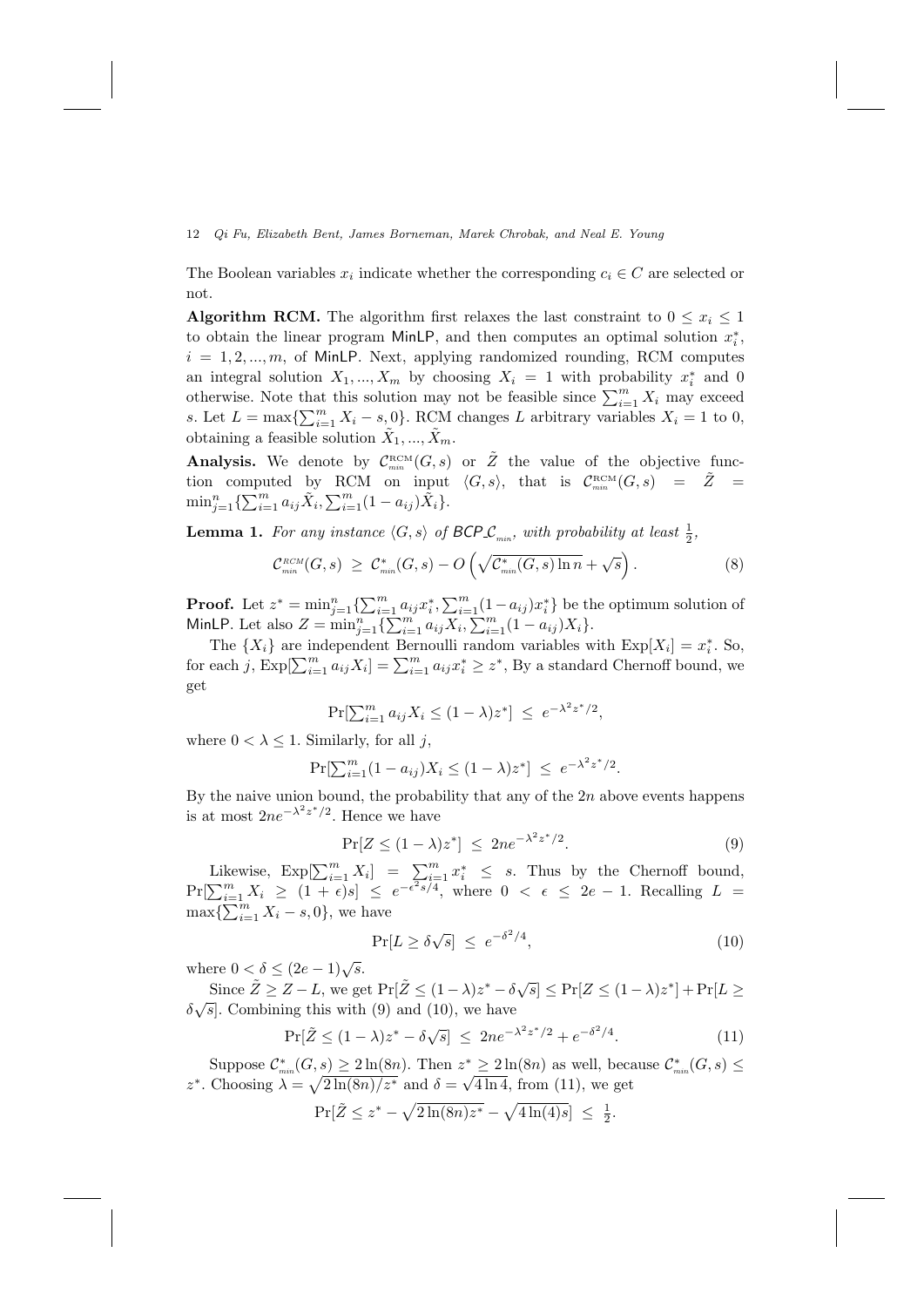The Boolean variables $x_i$ indicate whether the corresponding $c_i \in C$ are selected or not.

**Algorithm RCM.** The algorithm first relaxes the last constraint to $0 \le x_i \le 1$ to obtain the linear program MinLP, and then computes an optimal solution $x_i^*$, $i = 1, 2, ..., m$, of MinLP. Next, applying randomized rounding, RCM computes an integral solution $X_1, ..., X_m$ by choosing $X_i = 1$ with probability $x_i^*$ and 0 otherwise. Note that this solution may not be feasible since $\sum_{i=1}^m X_i$ may exceed $s$. Let $L = \max\{\sum_{i=1}^m X_i - s, 0\}$. RCM changes $L$ arbitrary variables $X_i = 1$ to 0, obtaining a feasible solution $\tilde{X}_1, ..., \tilde{X}_m$.

**Analysis.** We denote by $\mathcal{C}_{min}^{\text{RCM}}(G, s)$ or $\tilde{Z}$ the value of the objective function computed by RCM on input $\langle G, s\rangle$, that is $\mathcal{C}_{min}^{\text{RCM}}(G, s) = \tilde{Z} = \min_{j=1}^n\{\sum_{i=1}^m a_{ij}\tilde{X}_i, \sum_{i=1}^m(1 - a_{ij})\tilde{X}_i\}$.

**Lemma 1.** *For any instance $\langle G, s\rangle$ of BCP_$\mathcal{C}_{min}$, with probability at least $\frac{1}{2}$,*

$$\mathcal{C}_{min}^{RCM}(G, s) \;\ge\; \mathcal{C}_{min}^*(G, s) - O\left(\sqrt{\mathcal{C}_{min}^*(G, s)\ln n} + \sqrt{s}\right). \tag{8}$$

**Proof.** Let $z^* = \min_{j=1}^n\{\sum_{i=1}^m a_{ij}x_i^*, \sum_{i=1}^m(1 - a_{ij})x_i^*\}$ be the optimum solution of MinLP. Let also $Z = \min_{j=1}^n\{\sum_{i=1}^m a_{ij}X_i, \sum_{i=1}^m(1 - a_{ij})X_i\}$.

The $\{X_i\}$ are independent Bernoulli random variables with $\text{Exp}[X_i] = x_i^*$. So, for each $j$, $\text{Exp}[\sum_{i=1}^m a_{ij}X_i] = \sum_{i=1}^m a_{ij}x_i^* \ge z^*$, By a standard Chernoff bound, we get

$$\Pr[\textstyle\sum_{i=1}^m a_{ij}X_i \le (1-\lambda)z^*] \;\le\; e^{-\lambda^2 z^*/2},$$

where $0 < \lambda \le 1$. Similarly, for all $j$,

$$\Pr[\textstyle\sum_{i=1}^m (1-a_{ij})X_i \le (1-\lambda)z^*] \;\le\; e^{-\lambda^2 z^*/2}.$$

By the naive union bound, the probability that any of the $2n$ above events happens is at most $2ne^{-\lambda^2 z^*/2}$. Hence we have

$$\Pr[Z \le (1-\lambda)z^*] \;\le\; 2ne^{-\lambda^2 z^*/2}. \tag{9}$$

Likewise, $\text{Exp}[\sum_{i=1}^m X_i] = \sum_{i=1}^m x_i^* \le s$. Thus by the Chernoff bound, $\Pr[\sum_{i=1}^m X_i \ge (1+\epsilon)s] \le e^{-\epsilon^2 s/4}$, where $0 < \epsilon \le 2e - 1$. Recalling $L = \max\{\sum_{i=1}^m X_i - s, 0\}$, we have

$$\Pr[L \ge \delta\sqrt{s}] \;\le\; e^{-\delta^2/4}, \tag{10}$$

where $0 < \delta \le (2e-1)\sqrt{s}$.

Since $\tilde{Z} \ge Z - L$, we get $\Pr[\tilde{Z} \le (1-\lambda)z^* - \delta\sqrt{s}] \le \Pr[Z \le (1-\lambda)z^*] + \Pr[L \ge \delta\sqrt{s}]$. Combining this with (9) and (10), we have

$$\Pr[\tilde{Z} \le (1-\lambda)z^* - \delta\sqrt{s}] \;\le\; 2ne^{-\lambda^2 z^*/2} + e^{-\delta^2/4}. \tag{11}$$

Suppose $\mathcal{C}_{min}^*(G, s) \ge 2\ln(8n)$. Then $z^* \ge 2\ln(8n)$ as well, because $\mathcal{C}_{min}^*(G, s) \le z^*$. Choosing $\lambda = \sqrt{2\ln(8n)/z^*}$ and $\delta = \sqrt{4\ln 4}$, from (11), we get

$$\Pr[\tilde{Z} \le z^* - \sqrt{2\ln(8n)z^*} - \sqrt{4\ln(4)s}] \;\le\; \tfrac{1}{2}.$$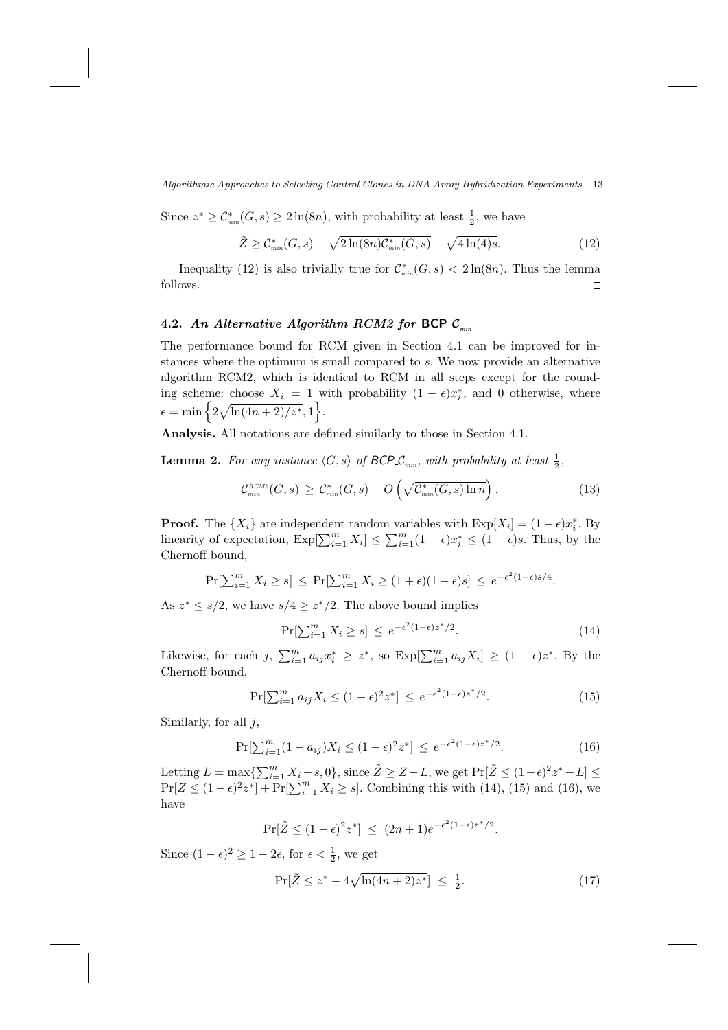Since $z^* \geq \mathcal{C}^*_{min}(G,s) \geq 2\ln(8n)$, with probability at least $\frac{1}{2}$, we have

$$\tilde{Z} \geq \mathcal{C}^*_{min}(G,s) - \sqrt{2\ln(8n)\mathcal{C}^*_{min}(G,s)} - \sqrt{4\ln(4)s}. \tag{12}$$

Inequality (12) is also trivially true for $\mathcal{C}^*_{min}(G,s) < 2\ln(8n)$. Thus the lemma follows. $\square$

### 4.2. *An Alternative Algorithm RCM2 for* $\mathsf{BCP\_}\mathcal{C}_{min}$

The performance bound for RCM given in Section 4.1 can be improved for instances where the optimum is small compared to $s$. We now provide an alternative algorithm RCM2, which is identical to RCM in all steps except for the rounding scheme: choose $X_i = 1$ with probability $(1-\epsilon)x_i^*$, and 0 otherwise, where $\epsilon = \min\left\{2\sqrt{\ln(4n+2)/z^*}, 1\right\}$.

**Analysis.** All notations are defined similarly to those in Section 4.1.

**Lemma 2.** *For any instance* $\langle G, s\rangle$ *of* $\mathsf{BCP\_}\mathcal{C}_{min}$*, with probability at least* $\frac{1}{2}$*,*

$$\mathcal{C}^{RCM2}_{min}(G,s) \geq \mathcal{C}^*_{min}(G,s) - O\left(\sqrt{\mathcal{C}^*_{min}(G,s)\ln n}\right). \tag{13}$$

**Proof.** The $\{X_i\}$ are independent random variables with $\mathrm{Exp}[X_i] = (1-\epsilon)x_i^*$. By linearity of expectation, $\mathrm{Exp}[\sum_{i=1}^m X_i] \leq \sum_{i=1}^m (1-\epsilon)x_i^* \leq (1-\epsilon)s$. Thus, by the Chernoff bound,

$$\Pr[\textstyle\sum_{i=1}^m X_i \geq s] \leq \Pr[\sum_{i=1}^m X_i \geq (1+\epsilon)(1-\epsilon)s] \leq e^{-\epsilon^2(1-\epsilon)s/4}.$$

As $z^* \leq s/2$, we have $s/4 \geq z^*/2$. The above bound implies

$$\Pr[\textstyle\sum_{i=1}^m X_i \geq s] \leq e^{-\epsilon^2(1-\epsilon)z^*/2}. \tag{14}$$

Likewise, for each $j$, $\sum_{i=1}^m a_{ij}x_i^* \geq z^*$, so $\mathrm{Exp}[\sum_{i=1}^m a_{ij}X_i] \geq (1-\epsilon)z^*$. By the Chernoff bound,

$$\Pr[\textstyle\sum_{i=1}^m a_{ij}X_i \leq (1-\epsilon)^2 z^*] \leq e^{-\epsilon^2(1-\epsilon)z^*/2}. \tag{15}$$

Similarly, for all $j$,

$$\Pr[\textstyle\sum_{i=1}^m (1-a_{ij})X_i \leq (1-\epsilon)^2 z^*] \leq e^{-\epsilon^2(1-\epsilon)z^*/2}. \tag{16}$$

Letting $L = \max\{\sum_{i=1}^m X_i - s, 0\}$, since $\tilde{Z} \geq Z - L$, we get $\Pr[\tilde{Z} \leq (1-\epsilon)^2 z^* - L] \leq \Pr[Z \leq (1-\epsilon)^2 z^*] + \Pr[\sum_{i=1}^m X_i \geq s]$. Combining this with (14), (15) and (16), we have

$$\Pr[\tilde{Z} \leq (1-\epsilon)^2 z^*] \leq (2n+1)e^{-\epsilon^2(1-\epsilon)z^*/2}.$$

Since $(1-\epsilon)^2 \geq 1 - 2\epsilon$, for $\epsilon < \frac{1}{2}$, we get

$$\Pr[\tilde{Z} \leq z^* - 4\sqrt{\ln(4n+2)z^*}] \leq \tfrac{1}{2}. \tag{17}$$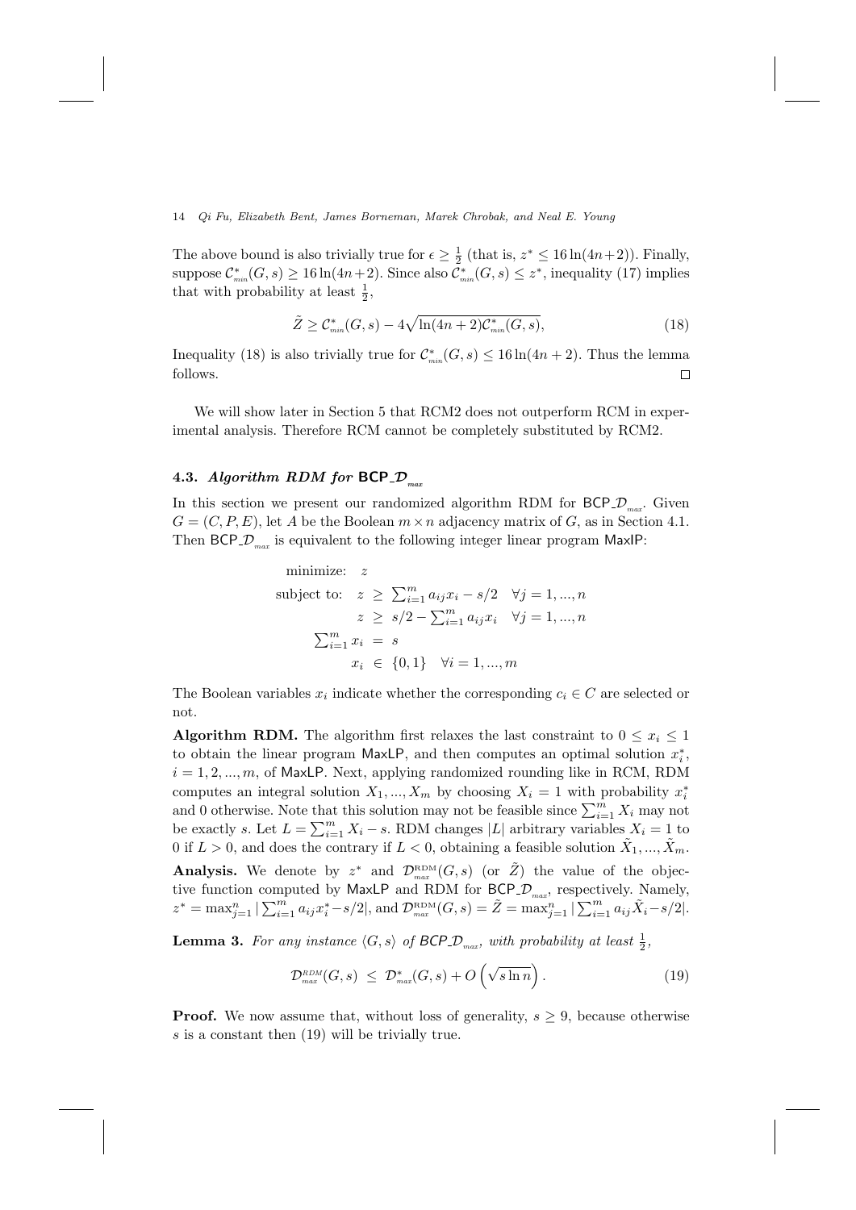The above bound is also trivially true for $\epsilon \geq \frac{1}{2}$ (that is, $z^* \leq 16\ln(4n+2)$). Finally, suppose $\mathcal{C}^*_{min}(G,s) \geq 16\ln(4n+2)$. Since also $\mathcal{C}^*_{min}(G,s) \leq z^*$, inequality (17) implies that with probability at least $\frac{1}{2}$,

$$\tilde{Z} \geq \mathcal{C}^*_{min}(G,s) - 4\sqrt{\ln(4n+2)\mathcal{C}^*_{min}(G,s)}, \tag{18}$$

Inequality (18) is also trivially true for $\mathcal{C}^*_{min}(G,s) \leq 16\ln(4n+2)$. Thus the lemma follows. $\square$

We will show later in Section 5 that RCM2 does not outperform RCM in experimental analysis. Therefore RCM cannot be completely substituted by RCM2.

### 4.3. *Algorithm RDM for* BCP_$\mathcal{D}_{max}$

In this section we present our randomized algorithm RDM for BCP_$\mathcal{D}_{max}$. Given $G = (C, P, E)$, let $A$ be the Boolean $m \times n$ adjacency matrix of $G$, as in Section 4.1. Then BCP_$\mathcal{D}_{max}$ is equivalent to the following integer linear program MaxIP:

$$
\begin{aligned}
\text{minimize:} \quad & z \\
\text{subject to:} \quad & z \ \geq \ \textstyle\sum_{i=1}^{m} a_{ij}x_i - s/2 \quad \forall j = 1,...,n \\
& z \ \geq \ s/2 - \textstyle\sum_{i=1}^{m} a_{ij}x_i \quad \forall j = 1,...,n \\
& \textstyle\sum_{i=1}^{m} x_i \ = \ s \\
& x_i \ \in \ \{0,1\} \quad \forall i = 1,...,m
\end{aligned}
$$

The Boolean variables $x_i$ indicate whether the corresponding $c_i \in C$ are selected or not.

**Algorithm RDM.** The algorithm first relaxes the last constraint to $0 \leq x_i \leq 1$ to obtain the linear program MaxLP, and then computes an optimal solution $x^*_i$, $i = 1, 2, ..., m$, of MaxLP. Next, applying randomized rounding like in RCM, RDM computes an integral solution $X_1, ..., X_m$ by choosing $X_i = 1$ with probability $x^*_i$ and 0 otherwise. Note that this solution may not be feasible since $\sum_{i=1}^{m} X_i$ may not be exactly $s$. Let $L = \sum_{i=1}^{m} X_i - s$. RDM changes $|L|$ arbitrary variables $X_i = 1$ to 0 if $L > 0$, and does the contrary if $L < 0$, obtaining a feasible solution $\tilde{X}_1, ..., \tilde{X}_m$.

**Analysis.** We denote by $z^*$ and $\mathcal{D}^{\text{RDM}}_{max}(G,s)$ (or $\tilde{Z}$) the value of the objective function computed by MaxLP and RDM for BCP_$\mathcal{D}_{max}$, respectively. Namely, $z^* = \max_{j=1}^{n} |\sum_{i=1}^{m} a_{ij}x^*_i - s/2|$, and $\mathcal{D}^{\text{RDM}}_{max}(G,s) = \tilde{Z} = \max_{j=1}^{n} |\sum_{i=1}^{m} a_{ij}\tilde{X}_i - s/2|$.

**Lemma 3.** *For any instance $\langle G, s\rangle$ of BCP_$\mathcal{D}_{max}$, with probability at least $\frac{1}{2}$,*

$$\mathcal{D}^{RDM}_{max}(G,s) \ \leq \ \mathcal{D}^*_{max}(G,s) + O\left(\sqrt{s \ln n}\right). \tag{19}$$

**Proof.** We now assume that, without loss of generality, $s \geq 9$, because otherwise $s$ is a constant then (19) will be trivially true.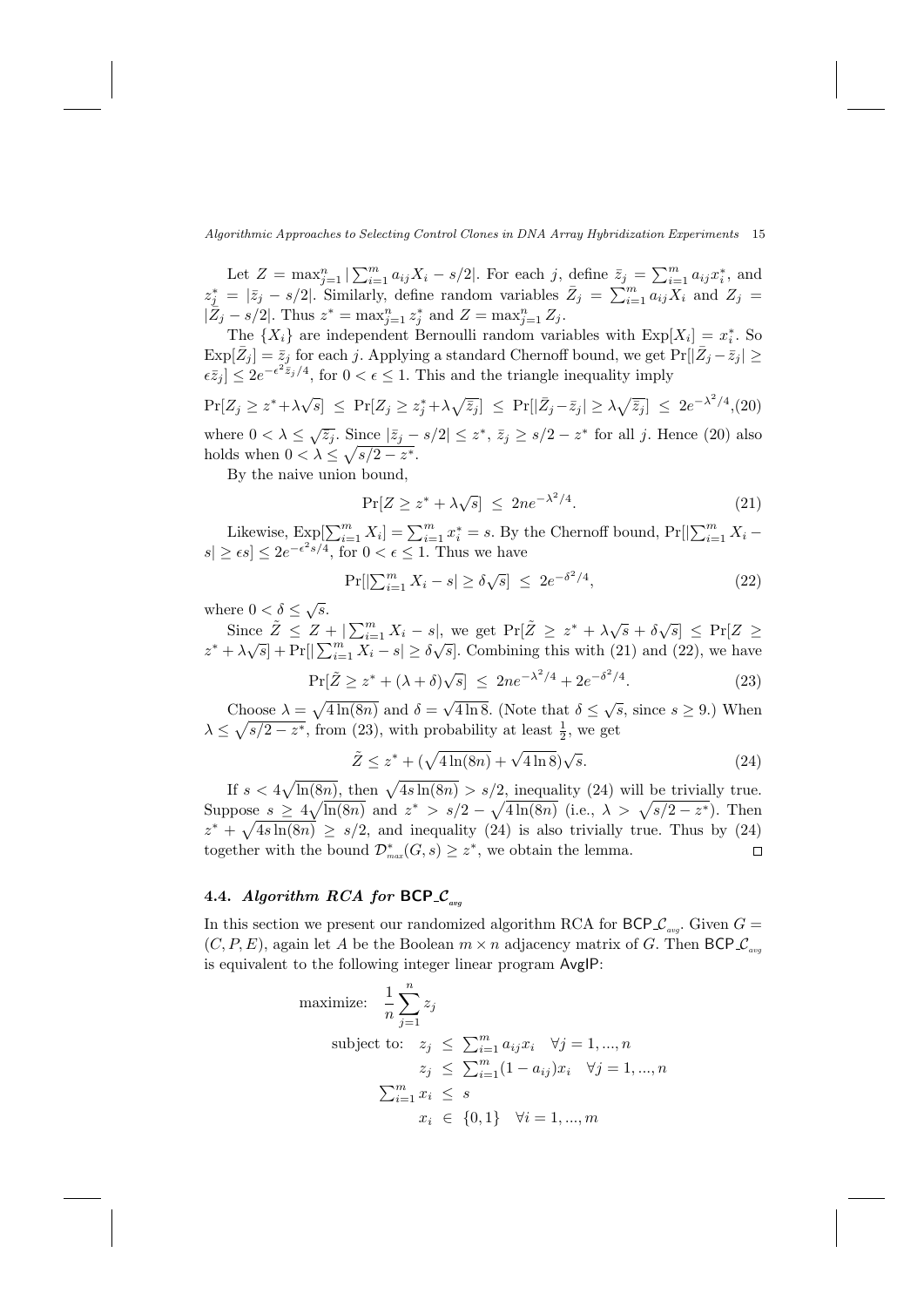Let $Z = \max_{j=1}^n |\sum_{i=1}^m a_{ij} X_i - s/2|$. For each $j$, define $\bar{z}_j = \sum_{i=1}^m a_{ij} x_i^*$, and $z_j^* = |\bar{z}_j - s/2|$. Similarly, define random variables $\bar{Z}_j = \sum_{i=1}^m a_{ij} X_i$ and $Z_j = |\bar{Z}_j - s/2|$. Thus $z^* = \max_{j=1}^n z_j^*$ and $Z = \max_{j=1}^n Z_j$.

The $\{X_i\}$ are independent Bernoulli random variables with $\text{Exp}[X_i] = x_i^*$. So $\text{Exp}[\bar{Z}_j] = \bar{z}_j$ for each $j$. Applying a standard Chernoff bound, we get $\Pr[|\bar{Z}_j - \bar{z}_j| \geq \epsilon \bar{z}_j] \leq 2e^{-\epsilon^2 \bar{z}_j/4}$, for $0 < \epsilon \leq 1$. This and the triangle inequality imply

$$\Pr[Z_j \geq z^* + \lambda\sqrt{s}] \;\leq\; \Pr[Z_j \geq z_j^* + \lambda\sqrt{\bar{z}_j}] \;\leq\; \Pr[|\bar{Z}_j - \bar{z}_j| \geq \lambda\sqrt{\bar{z}_j}] \;\leq\; 2e^{-\lambda^2/4}, \tag{20}$$

where $0 < \lambda \leq \sqrt{\bar{z}_j}$. Since $|\bar{z}_j - s/2| \leq z^*$, $\bar{z}_j \geq s/2 - z^*$ for all $j$. Hence (20) also holds when $0 < \lambda \leq \sqrt{s/2 - z^*}$.

By the naive union bound,

$$\Pr[Z \geq z^* + \lambda\sqrt{s}] \;\leq\; 2ne^{-\lambda^2/4}. \tag{21}$$

Likewise, $\text{Exp}[\sum_{i=1}^m X_i] = \sum_{i=1}^m x_i^* = s$. By the Chernoff bound, $\Pr[|\sum_{i=1}^m X_i - s| \geq \epsilon s] \leq 2e^{-\epsilon^2 s/4}$, for $0 < \epsilon \leq 1$. Thus we have

$$\Pr[|\textstyle\sum_{i=1}^m X_i - s| \geq \delta\sqrt{s}] \;\leq\; 2e^{-\delta^2/4}, \tag{22}$$

where $0 < \delta \leq \sqrt{s}$.

Since $\tilde{Z} \leq Z + |\sum_{i=1}^m X_i - s|$, we get $\Pr[\tilde{Z} \geq z^* + \lambda\sqrt{s} + \delta\sqrt{s}] \leq \Pr[Z \geq z^* + \lambda\sqrt{s}] + \Pr[|\sum_{i=1}^m X_i - s| \geq \delta\sqrt{s}]$. Combining this with (21) and (22), we have

$$\Pr[\tilde{Z} \geq z^* + (\lambda + \delta)\sqrt{s}] \;\leq\; 2ne^{-\lambda^2/4} + 2e^{-\delta^2/4}. \tag{23}$$

Choose $\lambda = \sqrt{4\ln(8n)}$ and $\delta = \sqrt{4\ln 8}$. (Note that $\delta \leq \sqrt{s}$, since $s \geq 9$.) When $\lambda \leq \sqrt{s/2 - z^*}$, from (23), with probability at least $\frac{1}{2}$, we get

$$\tilde{Z} \leq z^* + (\sqrt{4\ln(8n)} + \sqrt{4\ln 8})\sqrt{s}. \tag{24}$$

If $s < 4\sqrt{\ln(8n)}$, then $\sqrt{4s\ln(8n)} > s/2$, inequality (24) will be trivially true. Suppose $s \geq 4\sqrt{\ln(8n)}$ and $z^* > s/2 - \sqrt{4\ln(8n)}$ (i.e., $\lambda > \sqrt{s/2 - z^*}$). Then $z^* + \sqrt{4s\ln(8n)} \geq s/2$, and inequality (24) is also trivially true. Thus by (24) together with the bound $\mathcal{D}^*_{max}(G, s) \geq z^*$, we obtain the lemma. $\square$

### 4.4. *Algorithm RCA for* BCP_$\mathcal{C}_{avg}$

In this section we present our randomized algorithm RCA for BCP_$\mathcal{C}_{avg}$. Given $G = (C, P, E)$, again let $A$ be the Boolean $m \times n$ adjacency matrix of $G$. Then BCP_$\mathcal{C}_{avg}$ is equivalent to the following integer linear program AvgIP:

$$\begin{aligned}
\text{maximize:} \quad & \frac{1}{n}\sum_{j=1}^n z_j \\
\text{subject to:} \quad & z_j \;\leq\; \textstyle\sum_{i=1}^m a_{ij} x_i \quad \forall j = 1, ..., n \\
& z_j \;\leq\; \textstyle\sum_{i=1}^m (1 - a_{ij}) x_i \quad \forall j = 1, ..., n \\
\textstyle\sum_{i=1}^m x_i \;\leq\; & s \\
& x_i \;\in\; \{0, 1\} \quad \forall i = 1, ..., m
\end{aligned}$$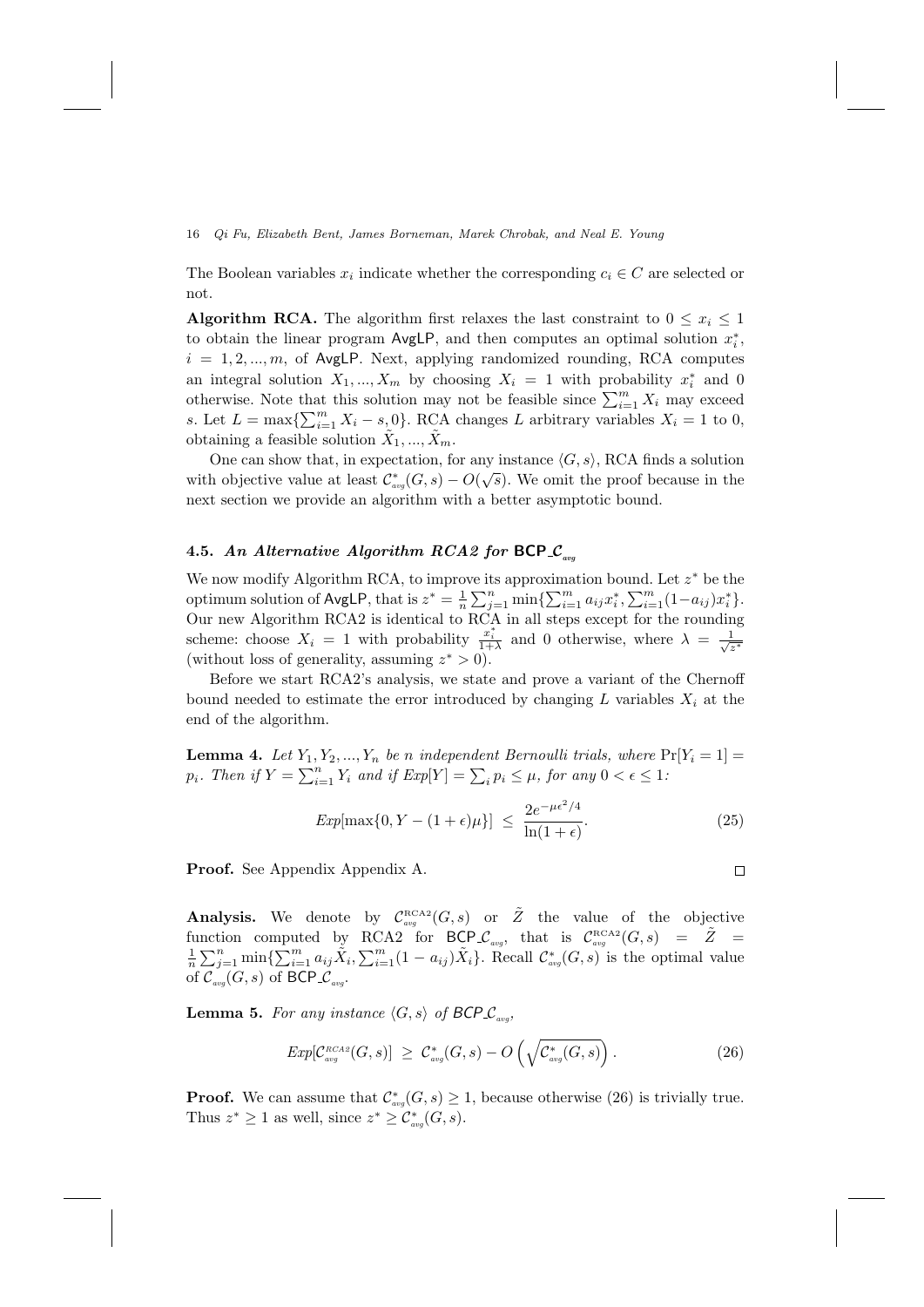The Boolean variables $x_i$ indicate whether the corresponding $c_i \in C$ are selected or not.

**Algorithm RCA.** The algorithm first relaxes the last constraint to $0 \leq x_i \leq 1$ to obtain the linear program AvgLP, and then computes an optimal solution $x_i^*$, $i = 1, 2, ..., m$, of AvgLP. Next, applying randomized rounding, RCA computes an integral solution $X_1, ..., X_m$ by choosing $X_i = 1$ with probability $x_i^*$ and 0 otherwise. Note that this solution may not be feasible since $\sum_{i=1}^m X_i$ may exceed $s$. Let $L = \max\{\sum_{i=1}^m X_i - s, 0\}$. RCA changes $L$ arbitrary variables $X_i = 1$ to 0, obtaining a feasible solution $\tilde{X}_1, ..., \tilde{X}_m$.

One can show that, in expectation, for any instance $\langle G, s\rangle$, RCA finds a solution with objective value at least $\mathcal{C}^*_{avg}(G, s) - O(\sqrt{s})$. We omit the proof because in the next section we provide an algorithm with a better asymptotic bound.

### 4.5. *An Alternative Algorithm RCA2 for* BCP\_$\mathcal{C}_{avg}$

We now modify Algorithm RCA, to improve its approximation bound. Let $z^*$ be the optimum solution of AvgLP, that is $z^* = \frac{1}{n}\sum_{j=1}^n \min\{\sum_{i=1}^m a_{ij}x_i^*, \sum_{i=1}^m (1-a_{ij})x_i^*\}$. Our new Algorithm RCA2 is identical to RCA in all steps except for the rounding scheme: choose $X_i = 1$ with probability $\frac{x_i^*}{1+\lambda}$ and 0 otherwise, where $\lambda = \frac{1}{\sqrt{z^*}}$ (without loss of generality, assuming $z^* > 0$).

Before we start RCA2's analysis, we state and prove a variant of the Chernoff bound needed to estimate the error introduced by changing $L$ variables $X_i$ at the end of the algorithm.

**Lemma 4.** *Let $Y_1, Y_2, ..., Y_n$ be $n$ independent Bernoulli trials, where $\Pr[Y_i = 1] = p_i$. Then if $Y = \sum_{i=1}^n Y_i$ and if $Exp[Y] = \sum_i p_i \leq \mu$, for any $0 < \epsilon \leq 1$:*

$$Exp[\max\{0, Y - (1+\epsilon)\mu\}] \;\leq\; \frac{2e^{-\mu\epsilon^2/4}}{\ln(1+\epsilon)}. \tag{25}$$

**Proof.** See Appendix Appendix A. □

**Analysis.** We denote by $\mathcal{C}^{\text{RCA2}}_{avg}(G, s)$ or $\tilde{Z}$ the value of the objective function computed by RCA2 for BCP\_$\mathcal{C}_{avg}$, that is $\mathcal{C}^{\text{RCA2}}_{avg}(G, s) = \tilde{Z} = \frac{1}{n}\sum_{j=1}^n \min\{\sum_{i=1}^m a_{ij}\tilde{X}_i, \sum_{i=1}^m (1-a_{ij})\tilde{X}_i\}$. Recall $\mathcal{C}^*_{avg}(G, s)$ is the optimal value of $\mathcal{C}_{avg}(G, s)$ of BCP\_$\mathcal{C}_{avg}$.

**Lemma 5.** *For any instance $\langle G, s\rangle$ of BCP\_$\mathcal{C}_{avg}$,*

$$Exp[\mathcal{C}^{RCA2}_{avg}(G, s)] \;\geq\; \mathcal{C}^*_{avg}(G, s) - O\left(\sqrt{\mathcal{C}^*_{avg}(G, s)}\right). \tag{26}$$

**Proof.** We can assume that $\mathcal{C}^*_{avg}(G, s) \geq 1$, because otherwise (26) is trivially true. Thus $z^* \geq 1$ as well, since $z^* \geq \mathcal{C}^*_{avg}(G, s)$.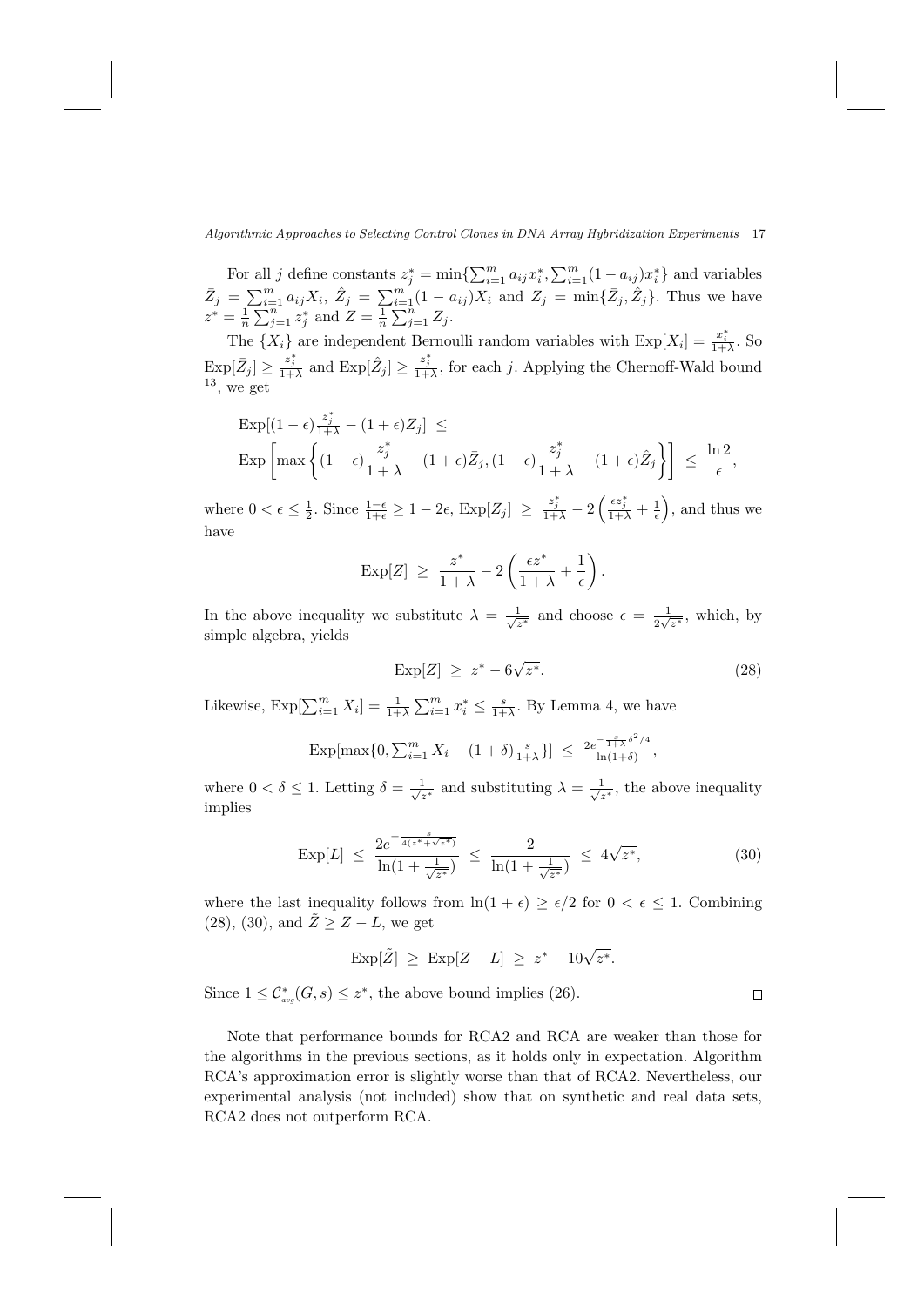For all $j$ define constants $z_j^* = \min\{\sum_{i=1}^m a_{ij}x_i^*, \sum_{i=1}^m (1-a_{ij})x_i^*\}$ and variables $\bar{Z}_j = \sum_{i=1}^m a_{ij}X_i$, $\hat{Z}_j = \sum_{i=1}^m (1-a_{ij})X_i$ and $Z_j = \min\{\bar{Z}_j, \hat{Z}_j\}$. Thus we have $z^* = \frac{1}{n}\sum_{j=1}^n z_j^*$ and $Z = \frac{1}{n}\sum_{j=1}^n Z_j$.

The $\{X_i\}$ are independent Bernoulli random variables with $\text{Exp}[X_i] = \frac{x_i^*}{1+\lambda}$. So $\text{Exp}[\bar{Z}_j] \geq \frac{z_j^*}{1+\lambda}$ and $\text{Exp}[\hat{Z}_j] \geq \frac{z_j^*}{1+\lambda}$, for each $j$. Applying the Chernoff-Wald bound [13], we get

$$
\begin{aligned}
&\text{Exp}[(1-\epsilon)\tfrac{z_j^*}{1+\lambda} - (1+\epsilon)Z_j] \;\leq \\
&\text{Exp}\left[\max\left\{(1-\epsilon)\frac{z_j^*}{1+\lambda} - (1+\epsilon)\bar{Z}_j, (1-\epsilon)\frac{z_j^*}{1+\lambda} - (1+\epsilon)\hat{Z}_j\right\}\right] \;\leq\; \frac{\ln 2}{\epsilon},
\end{aligned}
$$

where $0 < \epsilon \leq \frac{1}{2}$. Since $\frac{1-\epsilon}{1+\epsilon} \geq 1 - 2\epsilon$, $\text{Exp}[Z_j] \;\geq\; \frac{z_j^*}{1+\lambda} - 2\left(\frac{\epsilon z_j^*}{1+\lambda} + \frac{1}{\epsilon}\right)$, and thus we have

$$
\text{Exp}[Z] \;\geq\; \frac{z^*}{1+\lambda} - 2\left(\frac{\epsilon z^*}{1+\lambda} + \frac{1}{\epsilon}\right).
$$

In the above inequality we substitute $\lambda = \frac{1}{\sqrt{z^*}}$ and choose $\epsilon = \frac{1}{2\sqrt{z^*}}$, which, by simple algebra, yields

$$
\text{Exp}[Z] \;\geq\; z^* - 6\sqrt{z^*}. \tag{28}
$$

Likewise, $\text{Exp}[\sum_{i=1}^m X_i] = \frac{1}{1+\lambda}\sum_{i=1}^m x_i^* \leq \frac{s}{1+\lambda}$. By Lemma 4, we have

$$
\text{Exp}[\max\{0, \textstyle\sum_{i=1}^m X_i - (1+\delta)\frac{s}{1+\lambda}\}] \;\leq\; \frac{2e^{-\frac{s}{1+\lambda}\delta^2/4}}{\ln(1+\delta)},
$$

where $0 < \delta \leq 1$. Letting $\delta = \frac{1}{\sqrt{z^*}}$ and substituting $\lambda = \frac{1}{\sqrt{z^*}}$, the above inequality implies

$$
\text{Exp}[L] \;\leq\; \frac{2e^{-\frac{s}{4(z^*+\sqrt{z^*})}}}{\ln(1+\frac{1}{\sqrt{z^*}})} \;\leq\; \frac{2}{\ln(1+\frac{1}{\sqrt{z^*}})} \;\leq\; 4\sqrt{z^*}, \tag{30}
$$

where the last inequality follows from $\ln(1+\epsilon) \geq \epsilon/2$ for $0 < \epsilon \leq 1$. Combining (28), (30), and $\tilde{Z} \geq Z - L$, we get

$$
\text{Exp}[\tilde{Z}] \;\geq\; \text{Exp}[Z - L] \;\geq\; z^* - 10\sqrt{z^*}.
$$

Since $1 \leq \mathcal{C}^*_{avg}(G, s) \leq z^*$, the above bound implies (26). $\square$

Note that performance bounds for RCA2 and RCA are weaker than those for the algorithms in the previous sections, as it holds only in expectation. Algorithm RCA's approximation error is slightly worse than that of RCA2. Nevertheless, our experimental analysis (not included) show that on synthetic and real data sets, RCA2 does not outperform RCA.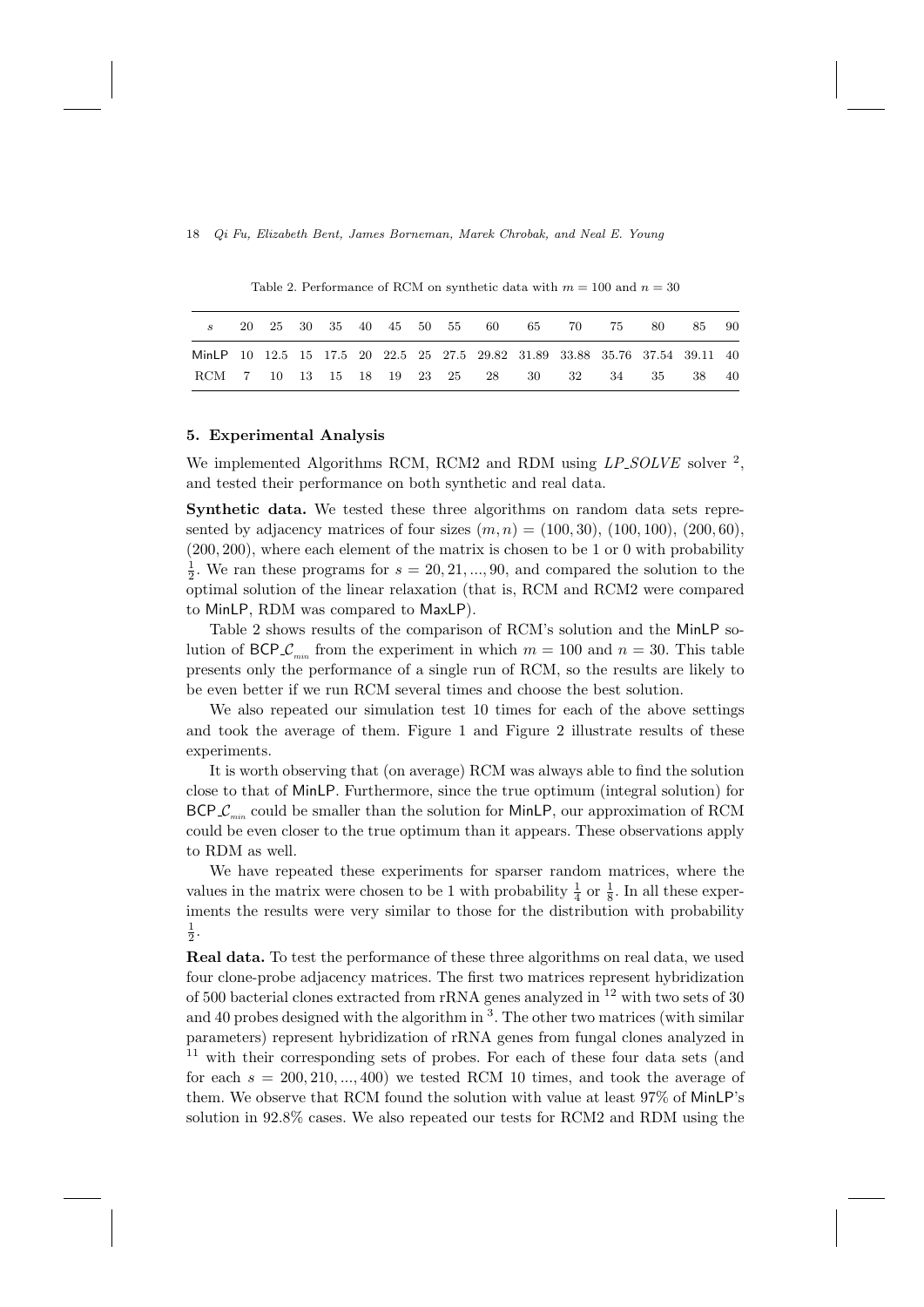Table 2. Performance of RCM on synthetic data with $m = 100$ and $n = 30$

| $s$ | 20 | 25 | 30 | 35 | 40 | 45 | 50 | 55 | 60 | 65 | 70 | 75 | 80 | 85 | 90 |
|---|---|---|---|---|---|---|---|---|---|---|---|---|---|---|---|
| MinLP | 10 | 12.5 | 15 | 17.5 | 20 | 22.5 | 25 | 27.5 | 29.82 | 31.89 | 33.88 | 35.76 | 37.54 | 39.11 | 40 |
| RCM | 7 | 10 | 13 | 15 | 18 | 19 | 23 | 25 | 28 | 30 | 32 | 34 | 35 | 38 | 40 |

## 5. Experimental Analysis

We implemented Algorithms RCM, RCM2 and RDM using *LP_SOLVE* solver [2], and tested their performance on both synthetic and real data.

**Synthetic data.** We tested these three algorithms on random data sets represented by adjacency matrices of four sizes $(m, n) = (100, 30)$, $(100, 100)$, $(200, 60)$, $(200, 200)$, where each element of the matrix is chosen to be 1 or 0 with probability $\frac{1}{2}$. We ran these programs for $s = 20, 21, ..., 90$, and compared the solution to the optimal solution of the linear relaxation (that is, RCM and RCM2 were compared to MinLP, RDM was compared to MaxLP).

Table 2 shows results of the comparison of RCM's solution and the MinLP solution of $\mathsf{BCP}\_\mathcal{C}_{min}$ from the experiment in which $m = 100$ and $n = 30$. This table presents only the performance of a single run of RCM, so the results are likely to be even better if we run RCM several times and choose the best solution.

We also repeated our simulation test 10 times for each of the above settings and took the average of them. Figure 1 and Figure 2 illustrate results of these experiments.

It is worth observing that (on average) RCM was always able to find the solution close to that of MinLP. Furthermore, since the true optimum (integral solution) for $\mathsf{BCP}\_\mathcal{C}_{min}$ could be smaller than the solution for MinLP, our approximation of RCM could be even closer to the true optimum than it appears. These observations apply to RDM as well.

We have repeated these experiments for sparser random matrices, where the values in the matrix were chosen to be 1 with probability $\frac{1}{4}$ or $\frac{1}{8}$. In all these experiments the results were very similar to those for the distribution with probability $\frac{1}{2}$.

**Real data.** To test the performance of these three algorithms on real data, we used four clone-probe adjacency matrices. The first two matrices represent hybridization of 500 bacterial clones extracted from rRNA genes analyzed in [12] with two sets of 30 and 40 probes designed with the algorithm in [3]. The other two matrices (with similar parameters) represent hybridization of rRNA genes from fungal clones analyzed in [11] with their corresponding sets of probes. For each of these four data sets (and for each $s = 200, 210, ..., 400$) we tested RCM 10 times, and took the average of them. We observe that RCM found the solution with value at least 97% of MinLP's solution in 92.8% cases. We also repeated our tests for RCM2 and RDM using the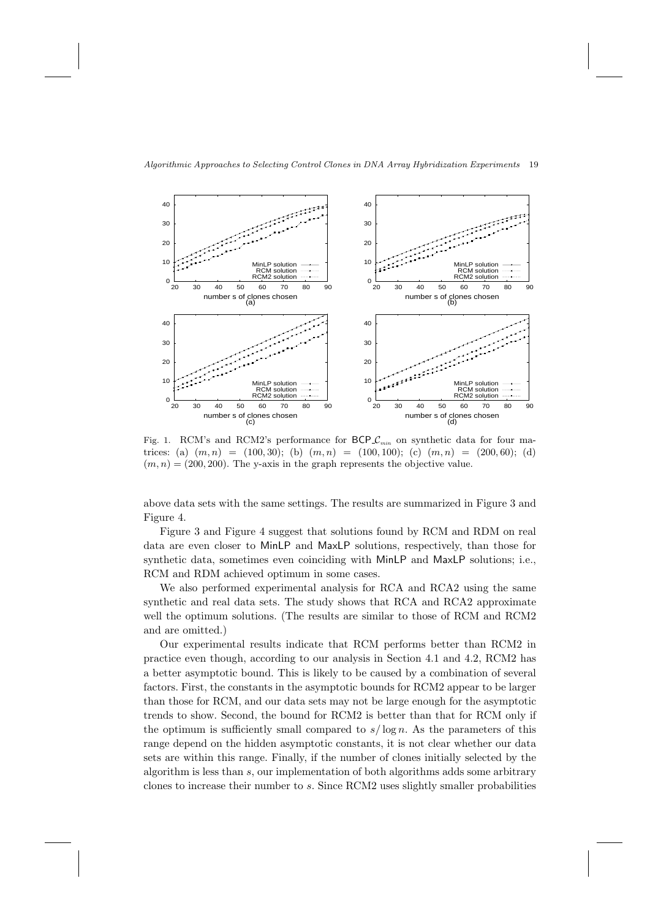Fig. 1. RCM's and RCM2's performance for $\mathsf{BCP\_}\mathcal{C}_{min}$ on synthetic data for four matrices: (a) $(m, n) = (100, 30)$; (b) $(m, n) = (100, 100)$; (c) $(m, n) = (200, 60)$; (d) $(m, n) = (200, 200)$. The y-axis in the graph represents the objective value.

above data sets with the same settings. The results are summarized in Figure 3 and Figure 4.

Figure 3 and Figure 4 suggest that solutions found by RCM and RDM on real data are even closer to MinLP and MaxLP solutions, respectively, than those for synthetic data, sometimes even coinciding with MinLP and MaxLP solutions; i.e., RCM and RDM achieved optimum in some cases.

We also performed experimental analysis for RCA and RCA2 using the same synthetic and real data sets. The study shows that RCA and RCA2 approximate well the optimum solutions. (The results are similar to those of RCM and RCM2 and are omitted.)

Our experimental results indicate that RCM performs better than RCM2 in practice even though, according to our analysis in Section 4.1 and 4.2, RCM2 has a better asymptotic bound. This is likely to be caused by a combination of several factors. First, the constants in the asymptotic bounds for RCM2 appear to be larger than those for RCM, and our data sets may not be large enough for the asymptotic trends to show. Second, the bound for RCM2 is better than that for RCM only if the optimum is sufficiently small compared to $s/\log n$. As the parameters of this range depend on the hidden asymptotic constants, it is not clear whether our data sets are within this range. Finally, if the number of clones initially selected by the algorithm is less than $s$, our implementation of both algorithms adds some arbitrary clones to increase their number to $s$. Since RCM2 uses slightly smaller probabilities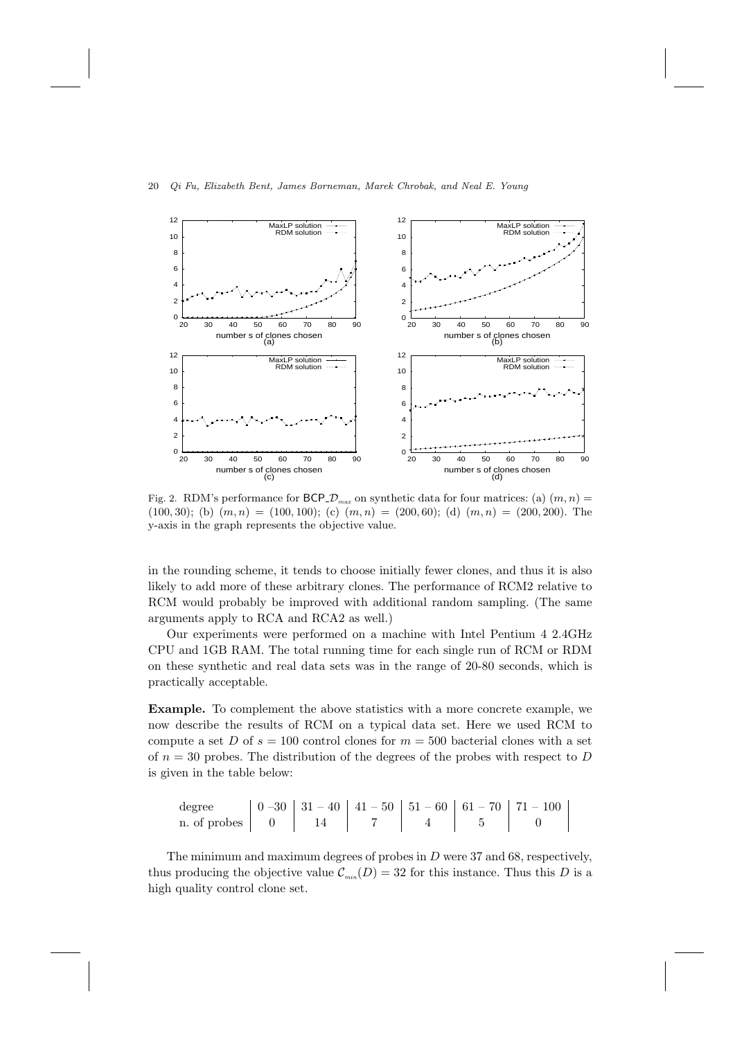Fig. 2. RDM's performance for $\mathsf{BCP\_}\mathcal{D}_{max}$ on synthetic data for four matrices: (a) $(m, n) = (100, 30)$; (b) $(m, n) = (100, 100)$; (c) $(m, n) = (200, 60)$; (d) $(m, n) = (200, 200)$. The y-axis in the graph represents the objective value.

in the rounding scheme, it tends to choose initially fewer clones, and thus it is also likely to add more of these arbitrary clones. The performance of RCM2 relative to RCM would probably be improved with additional random sampling. (The same arguments apply to RCA and RCA2 as well.)

Our experiments were performed on a machine with Intel Pentium 4 2.4GHz CPU and 1GB RAM. The total running time for each single run of RCM or RDM on these synthetic and real data sets was in the range of 20-80 seconds, which is practically acceptable.

**Example.** To complement the above statistics with a more concrete example, we now describe the results of RCM on a typical data set. Here we used RCM to compute a set $D$ of $s = 100$ control clones for $m = 500$ bacterial clones with a set of $n = 30$ probes. The distribution of the degrees of the probes with respect to $D$ is given in the table below:

| degree | 0 –30 | 31 – 40 | 41 – 50 | 51 – 60 | 61 – 70 | 71 – 100 |
|---|---|---|---|---|---|---|
| n. of probes | 0 | 14 | 7 | 4 | 5 | 0 |

The minimum and maximum degrees of probes in $D$ were 37 and 68, respectively, thus producing the objective value $\mathcal{C}_{min}(D) = 32$ for this instance. Thus this $D$ is a high quality control clone set.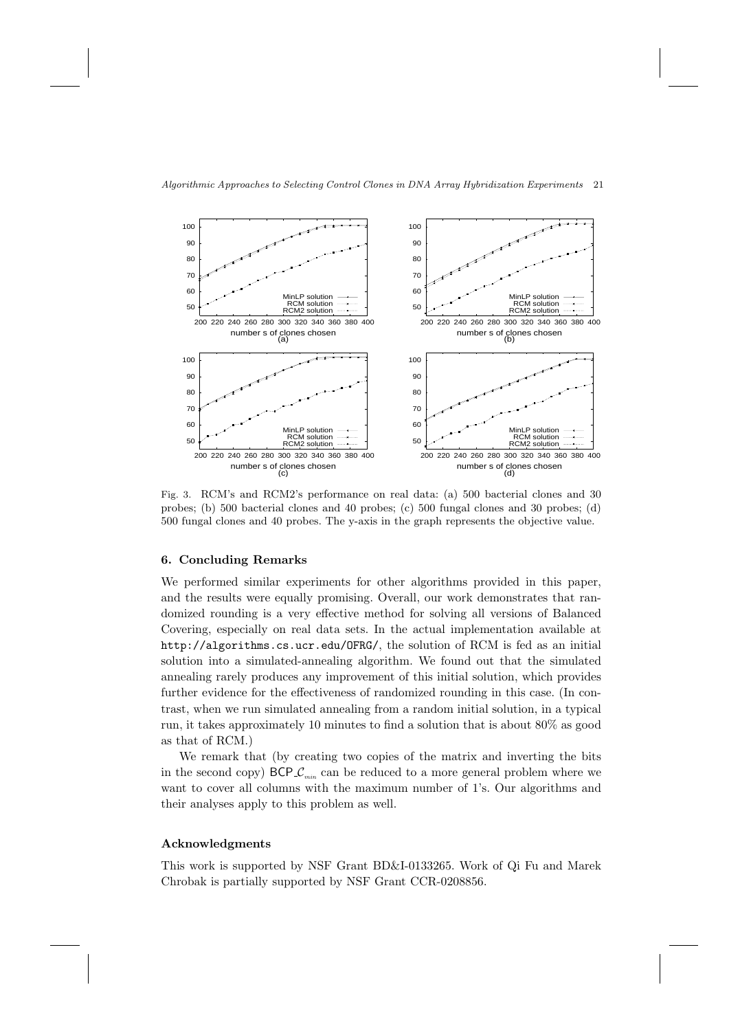Fig. 3. RCM's and RCM2's performance on real data: (a) 500 bacterial clones and 30 probes; (b) 500 bacterial clones and 40 probes; (c) 500 fungal clones and 30 probes; (d) 500 fungal clones and 40 probes. The y-axis in the graph represents the objective value.

## 6. Concluding Remarks

We performed similar experiments for other algorithms provided in this paper, and the results were equally promising. Overall, our work demonstrates that randomized rounding is a very effective method for solving all versions of Balanced Covering, especially on real data sets. In the actual implementation available at `http://algorithms.cs.ucr.edu/OFRG/`, the solution of RCM is fed as an initial solution into a simulated-annealing algorithm. We found out that the simulated annealing rarely produces any improvement of this initial solution, which provides further evidence for the effectiveness of randomized rounding in this case. (In contrast, when we run simulated annealing from a random initial solution, in a typical run, it takes approximately 10 minutes to find a solution that is about 80% as good as that of RCM.)

We remark that (by creating two copies of the matrix and inverting the bits in the second copy) $\mathsf{BCP\_}\mathcal{C}_{min}$ can be reduced to a more general problem where we want to cover all columns with the maximum number of 1's. Our algorithms and their analyses apply to this problem as well.

### Acknowledgments

This work is supported by NSF Grant BD&I-0133265. Work of Qi Fu and Marek Chrobak is partially supported by NSF Grant CCR-0208856.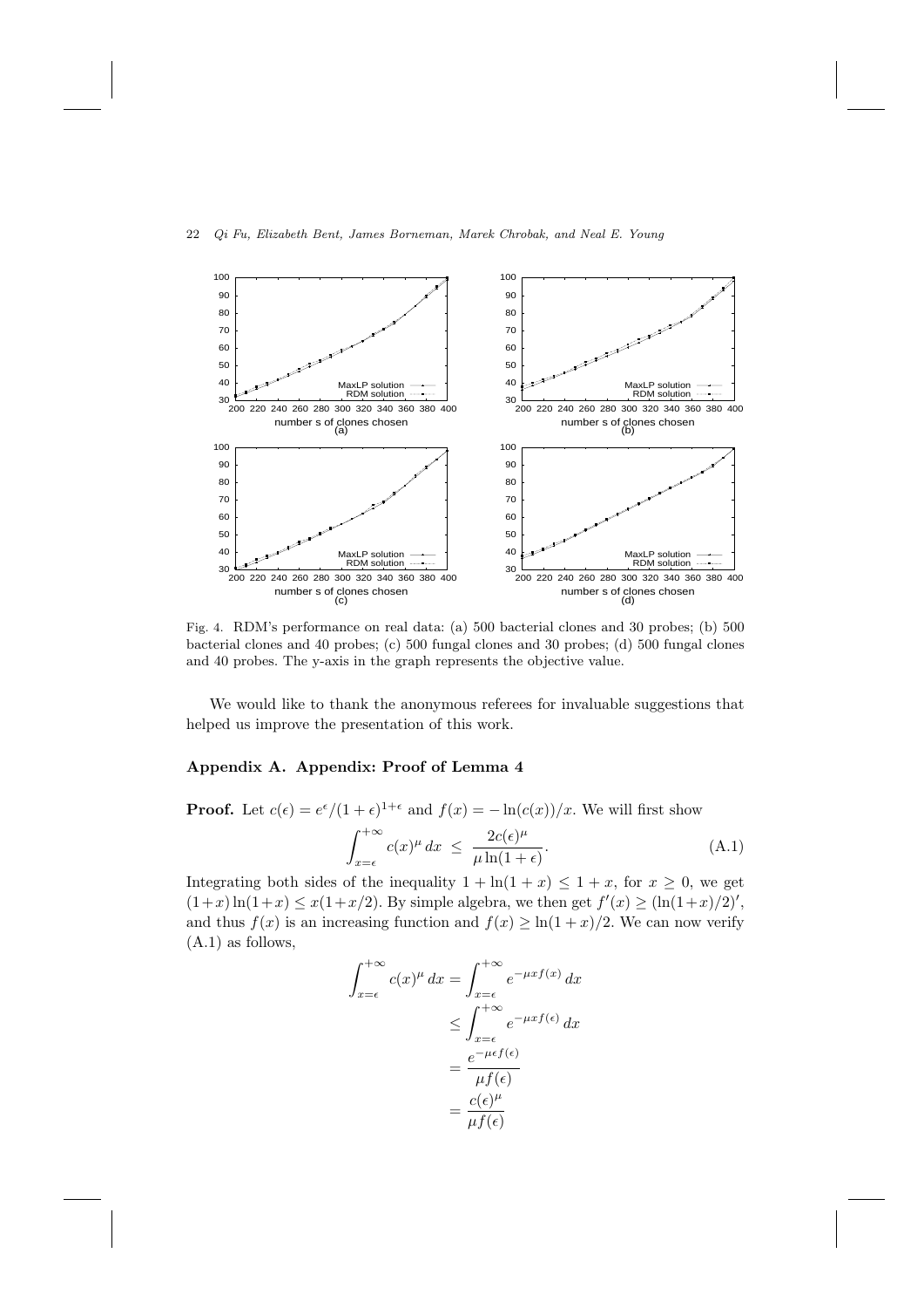Fig. 4. RDM's performance on real data: (a) 500 bacterial clones and 30 probes; (b) 500 bacterial clones and 40 probes; (c) 500 fungal clones and 30 probes; (d) 500 fungal clones and 40 probes. The y-axis in the graph represents the objective value.

We would like to thank the anonymous referees for invaluable suggestions that helped us improve the presentation of this work.

## Appendix A. Appendix: Proof of Lemma 4

**Proof.** Let $c(\epsilon) = e^{\epsilon}/(1+\epsilon)^{1+\epsilon}$ and $f(x) = -\ln(c(x))/x$. We will first show

$$\int_{x=\epsilon}^{+\infty} c(x)^{\mu}\, dx \;\leq\; \frac{2c(\epsilon)^{\mu}}{\mu \ln(1+\epsilon)}. \tag{A.1}$$

Integrating both sides of the inequality $1 + \ln(1+x) \leq 1 + x$, for $x \geq 0$, we get $(1+x)\ln(1+x) \leq x(1+x/2)$. By simple algebra, we then get $f'(x) \geq (\ln(1+x)/2)'$, and thus $f(x)$ is an increasing function and $f(x) \geq \ln(1+x)/2$. We can now verify (A.1) as follows,

$$\begin{aligned}
\int_{x=\epsilon}^{+\infty} c(x)^{\mu}\, dx &= \int_{x=\epsilon}^{+\infty} e^{-\mu x f(x)}\, dx \\
&\leq \int_{x=\epsilon}^{+\infty} e^{-\mu x f(\epsilon)}\, dx \\
&= \frac{e^{-\mu \epsilon f(\epsilon)}}{\mu f(\epsilon)} \\
&= \frac{c(\epsilon)^{\mu}}{\mu f(\epsilon)}
\end{aligned}$$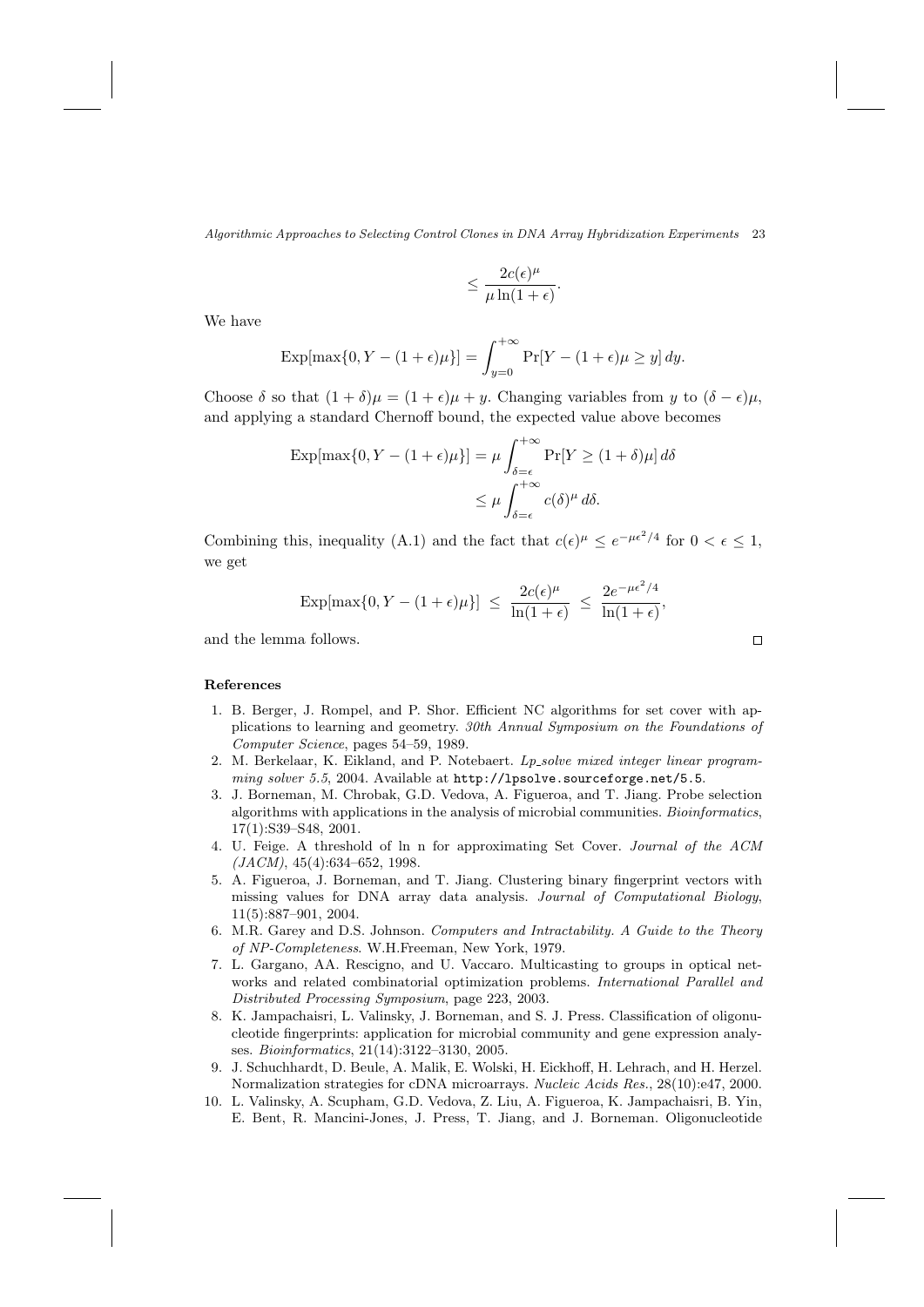$$\leq \frac{2c(\epsilon)^\mu}{\mu \ln(1+\epsilon)}.$$

We have

$$\text{Exp}[\max\{0, Y - (1+\epsilon)\mu\}] = \int_{y=0}^{+\infty} \Pr[Y - (1+\epsilon)\mu \geq y] \, dy.$$

Choose $\delta$ so that $(1+\delta)\mu = (1+\epsilon)\mu + y$. Changing variables from $y$ to $(\delta - \epsilon)\mu$, and applying a standard Chernoff bound, the expected value above becomes

$$\begin{aligned}
\text{Exp}[\max\{0, Y - (1+\epsilon)\mu\}] &= \mu \int_{\delta=\epsilon}^{+\infty} \Pr[Y \geq (1+\delta)\mu] \, d\delta \\
&\leq \mu \int_{\delta=\epsilon}^{+\infty} c(\delta)^\mu \, d\delta.
\end{aligned}$$

Combining this, inequality (A.1) and the fact that $c(\epsilon)^\mu \leq e^{-\mu\epsilon^2/4}$ for $0 < \epsilon \leq 1$, we get

$$\text{Exp}[\max\{0, Y - (1+\epsilon)\mu\}] \;\leq\; \frac{2c(\epsilon)^\mu}{\ln(1+\epsilon)} \;\leq\; \frac{2e^{-\mu\epsilon^2/4}}{\ln(1+\epsilon)},$$

and the lemma follows. □

**References**

1. B. Berger, J. Rompel, and P. Shor. Efficient NC algorithms for set cover with applications to learning and geometry. *30th Annual Symposium on the Foundations of Computer Science*, pages 54–59, 1989.
2. M. Berkelaar, K. Eikland, and P. Notebaert. *Lp_solve mixed integer linear programming solver 5.5*, 2004. Available at `http://lpsolve.sourceforge.net/5.5`.
3. J. Borneman, M. Chrobak, G.D. Vedova, A. Figueroa, and T. Jiang. Probe selection algorithms with applications in the analysis of microbial communities. *Bioinformatics*, 17(1):S39–S48, 2001.
4. U. Feige. A threshold of ln n for approximating Set Cover. *Journal of the ACM (JACM)*, 45(4):634–652, 1998.
5. A. Figueroa, J. Borneman, and T. Jiang. Clustering binary fingerprint vectors with missing values for DNA array data analysis. *Journal of Computational Biology*, 11(5):887–901, 2004.
6. M.R. Garey and D.S. Johnson. *Computers and Intractability. A Guide to the Theory of NP-Completeness*. W.H.Freeman, New York, 1979.
7. L. Gargano, AA. Rescigno, and U. Vaccaro. Multicasting to groups in optical networks and related combinatorial optimization problems. *International Parallel and Distributed Processing Symposium*, page 223, 2003.
8. K. Jampachaisri, L. Valinsky, J. Borneman, and S. J. Press. Classification of oligonucleotide fingerprints: application for microbial community and gene expression analyses. *Bioinformatics*, 21(14):3122–3130, 2005.
9. J. Schuchhardt, D. Beule, A. Malik, E. Wolski, H. Eickhoff, H. Lehrach, and H. Herzel. Normalization strategies for cDNA microarrays. *Nucleic Acids Res.*, 28(10):e47, 2000.
10. L. Valinsky, A. Scupham, G.D. Vedova, Z. Liu, A. Figueroa, K. Jampachaisri, B. Yin, E. Bent, R. Mancini-Jones, J. Press, T. Jiang, and J. Borneman. Oligonucleotide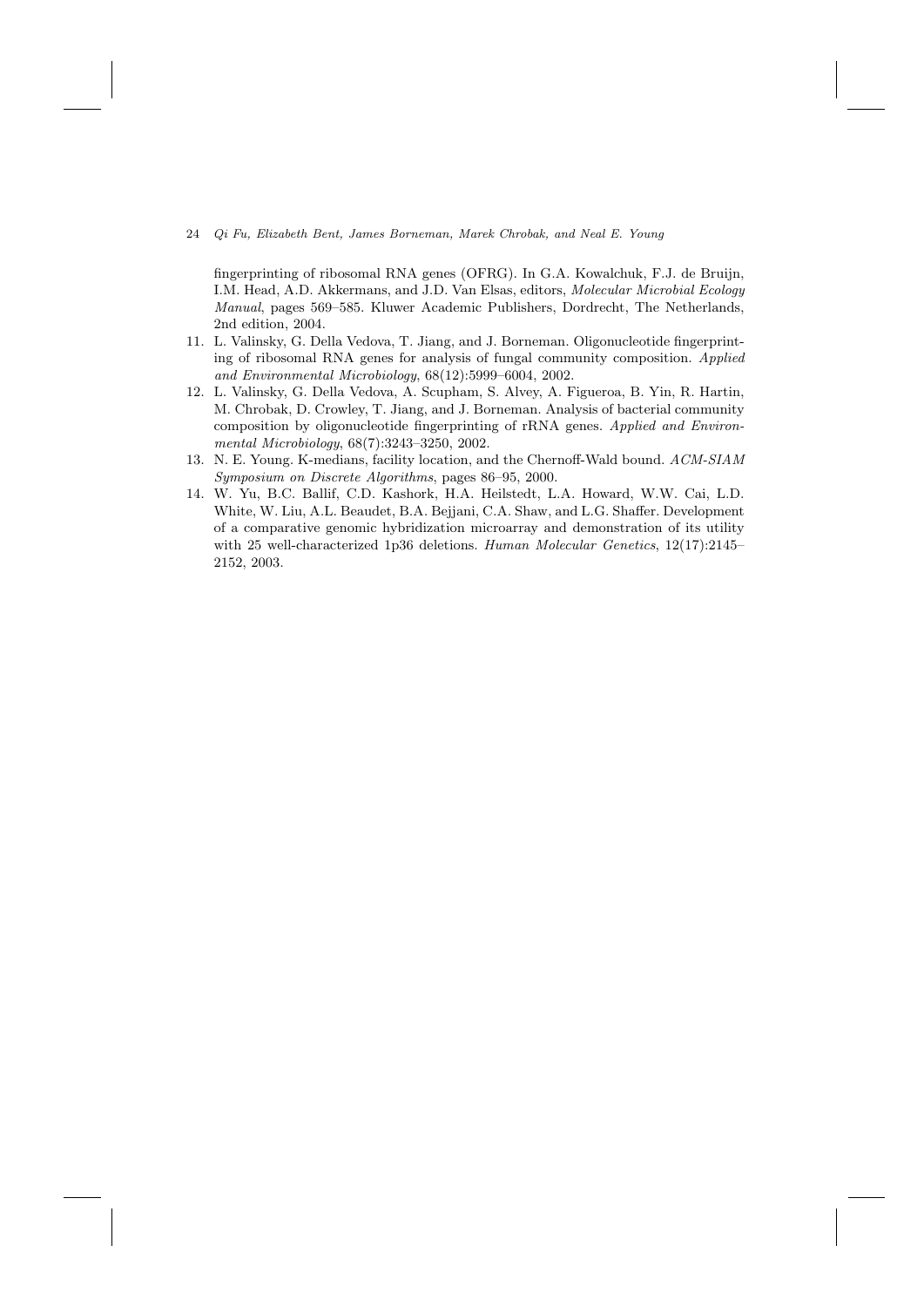fingerprinting of ribosomal RNA genes (OFRG). In G.A. Kowalchuk, F.J. de Bruijn, I.M. Head, A.D. Akkermans, and J.D. Van Elsas, editors, *Molecular Microbial Ecology Manual*, pages 569–585. Kluwer Academic Publishers, Dordrecht, The Netherlands, 2nd edition, 2004.

11. L. Valinsky, G. Della Vedova, T. Jiang, and J. Borneman. Oligonucleotide fingerprinting of ribosomal RNA genes for analysis of fungal community composition. *Applied and Environmental Microbiology*, 68(12):5999–6004, 2002.
12. L. Valinsky, G. Della Vedova, A. Scupham, S. Alvey, A. Figueroa, B. Yin, R. Hartin, M. Chrobak, D. Crowley, T. Jiang, and J. Borneman. Analysis of bacterial community composition by oligonucleotide fingerprinting of rRNA genes. *Applied and Environmental Microbiology*, 68(7):3243–3250, 2002.
13. N. E. Young. K-medians, facility location, and the Chernoff-Wald bound. *ACM-SIAM Symposium on Discrete Algorithms*, pages 86–95, 2000.
14. W. Yu, B.C. Ballif, C.D. Kashork, H.A. Heilstedt, L.A. Howard, W.W. Cai, L.D. White, W. Liu, A.L. Beaudet, B.A. Bejjani, C.A. Shaw, and L.G. Shaffer. Development of a comparative genomic hybridization microarray and demonstration of its utility with 25 well-characterized 1p36 deletions. *Human Molecular Genetics*, 12(17):2145–2152, 2003.